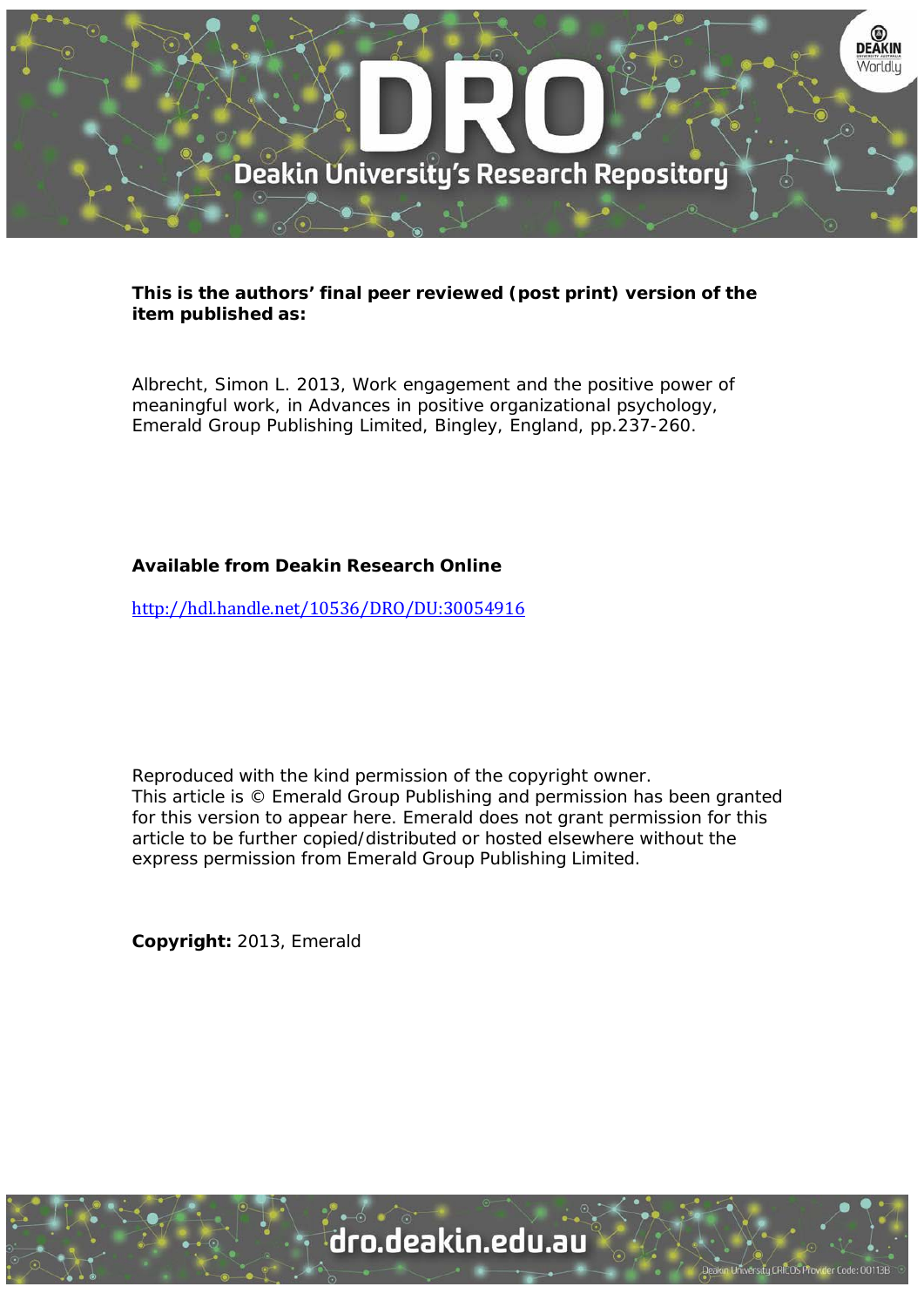**This is the authors' final peer reviewed (post print) version of the item published as:**

Albrecht, Simon L. 2013, Work engagement and the positive power of meaningful work, in Advances in positive organizational psychology, Emerald Group Publishing Limited, Bingley, England, pp.237-260.

**Available from Deakin Research Online**

http://hdl.handle.net/10536/DRO/DU:30054916

Reproduced with the kind permission of the copyright owner.
This article is © Emerald Group Publishing and permission has been granted for this version to appear here. Emerald does not grant permission for this article to be further copied/distributed or hosted elsewhere without the express permission from Emerald Group Publishing Limited.

**Copyright:** 2013, Emerald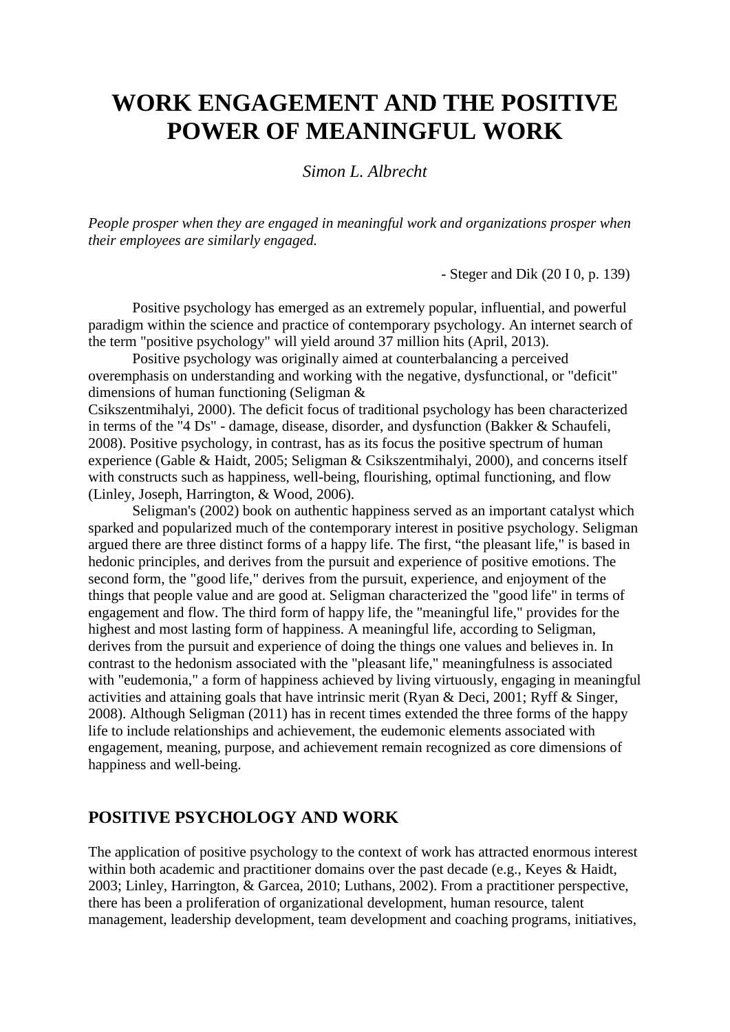# WORK ENGAGEMENT AND THE POSITIVE POWER OF MEANINGFUL WORK

*Simon L. Albrecht*

*People prosper when they are engaged in meaningful work and organizations prosper when their employees are similarly engaged.*

- Steger and Dik (20 I 0, p. 139)

Positive psychology has emerged as an extremely popular, influential, and powerful paradigm within the science and practice of contemporary psychology. An internet search of the term "positive psychology" will yield around 37 million hits (April, 2013).

Positive psychology was originally aimed at counterbalancing a perceived overemphasis on understanding and working with the negative, dysfunctional, or "deficit" dimensions of human functioning (Seligman & Csikszentmihalyi, 2000). The deficit focus of traditional psychology has been characterized in terms of the "4 Ds" - damage, disease, disorder, and dysfunction (Bakker & Schaufeli, 2008). Positive psychology, in contrast, has as its focus the positive spectrum of human experience (Gable & Haidt, 2005; Seligman & Csikszentmihalyi, 2000), and concerns itself with constructs such as happiness, well-being, flourishing, optimal functioning, and flow (Linley, Joseph, Harrington, & Wood, 2006).

Seligman's (2002) book on authentic happiness served as an important catalyst which sparked and popularized much of the contemporary interest in positive psychology. Seligman argued there are three distinct forms of a happy life. The first, "the pleasant life," is based in hedonic principles, and derives from the pursuit and experience of positive emotions. The second form, the "good life," derives from the pursuit, experience, and enjoyment of the things that people value and are good at. Seligman characterized the "good life" in terms of engagement and flow. The third form of happy life, the "meaningful life," provides for the highest and most lasting form of happiness. A meaningful life, according to Seligman, derives from the pursuit and experience of doing the things one values and believes in. In contrast to the hedonism associated with the "pleasant life," meaningfulness is associated with "eudemonia," a form of happiness achieved by living virtuously, engaging in meaningful activities and attaining goals that have intrinsic merit (Ryan & Deci, 2001; Ryff & Singer, 2008). Although Seligman (2011) has in recent times extended the three forms of the happy life to include relationships and achievement, the eudemonic elements associated with engagement, meaning, purpose, and achievement remain recognized as core dimensions of happiness and well-being.

## POSITIVE PSYCHOLOGY AND WORK

The application of positive psychology to the context of work has attracted enormous interest within both academic and practitioner domains over the past decade (e.g., Keyes & Haidt, 2003; Linley, Harrington, & Garcea, 2010; Luthans, 2002). From a practitioner perspective, there has been a proliferation of organizational development, human resource, talent management, leadership development, team development and coaching programs, initiatives,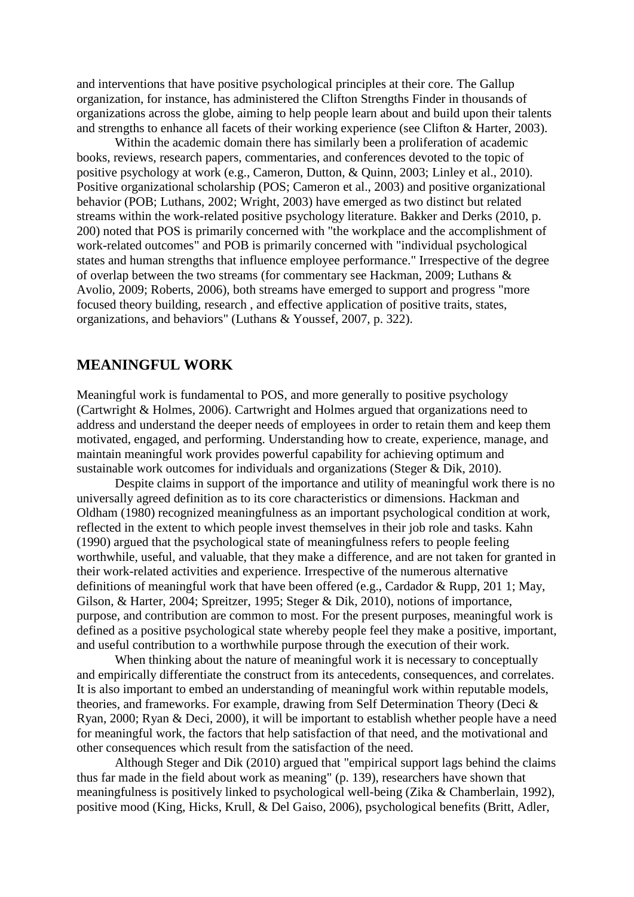and interventions that have positive psychological principles at their core. The Gallup organization, for instance, has administered the Clifton Strengths Finder in thousands of organizations across the globe, aiming to help people learn about and build upon their talents and strengths to enhance all facets of their working experience (see Clifton & Harter, 2003).

Within the academic domain there has similarly been a proliferation of academic books, reviews, research papers, commentaries, and conferences devoted to the topic of positive psychology at work (e.g., Cameron, Dutton, & Quinn, 2003; Linley et al., 2010). Positive organizational scholarship (POS; Cameron et al., 2003) and positive organizational behavior (POB; Luthans, 2002; Wright, 2003) have emerged as two distinct but related streams within the work-related positive psychology literature. Bakker and Derks (2010, p. 200) noted that POS is primarily concerned with "the workplace and the accomplishment of work-related outcomes" and POB is primarily concerned with "individual psychological states and human strengths that influence employee performance." Irrespective of the degree of overlap between the two streams (for commentary see Hackman, 2009; Luthans & Avolio, 2009; Roberts, 2006), both streams have emerged to support and progress "more focused theory building, research , and effective application of positive traits, states, organizations, and behaviors" (Luthans & Youssef, 2007, p. 322).

## MEANINGFUL WORK

Meaningful work is fundamental to POS, and more generally to positive psychology (Cartwright & Holmes, 2006). Cartwright and Holmes argued that organizations need to address and understand the deeper needs of employees in order to retain them and keep them motivated, engaged, and performing. Understanding how to create, experience, manage, and maintain meaningful work provides powerful capability for achieving optimum and sustainable work outcomes for individuals and organizations (Steger & Dik, 2010).

Despite claims in support of the importance and utility of meaningful work there is no universally agreed definition as to its core characteristics or dimensions. Hackman and Oldham (1980) recognized meaningfulness as an important psychological condition at work, reflected in the extent to which people invest themselves in their job role and tasks. Kahn (1990) argued that the psychological state of meaningfulness refers to people feeling worthwhile, useful, and valuable, that they make a difference, and are not taken for granted in their work-related activities and experience. Irrespective of the numerous alternative definitions of meaningful work that have been offered (e.g., Cardador & Rupp, 201 1; May, Gilson, & Harter, 2004; Spreitzer, 1995; Steger & Dik, 2010), notions of importance, purpose, and contribution are common to most. For the present purposes, meaningful work is defined as a positive psychological state whereby people feel they make a positive, important, and useful contribution to a worthwhile purpose through the execution of their work.

When thinking about the nature of meaningful work it is necessary to conceptually and empirically differentiate the construct from its antecedents, consequences, and correlates. It is also important to embed an understanding of meaningful work within reputable models, theories, and frameworks. For example, drawing from Self Determination Theory (Deci & Ryan, 2000; Ryan & Deci, 2000), it will be important to establish whether people have a need for meaningful work, the factors that help satisfaction of that need, and the motivational and other consequences which result from the satisfaction of the need.

Although Steger and Dik (2010) argued that "empirical support lags behind the claims thus far made in the field about work as meaning" (p. 139), researchers have shown that meaningfulness is positively linked to psychological well-being (Zika & Chamberlain, 1992), positive mood (King, Hicks, Krull, & Del Gaiso, 2006), psychological benefits (Britt, Adler,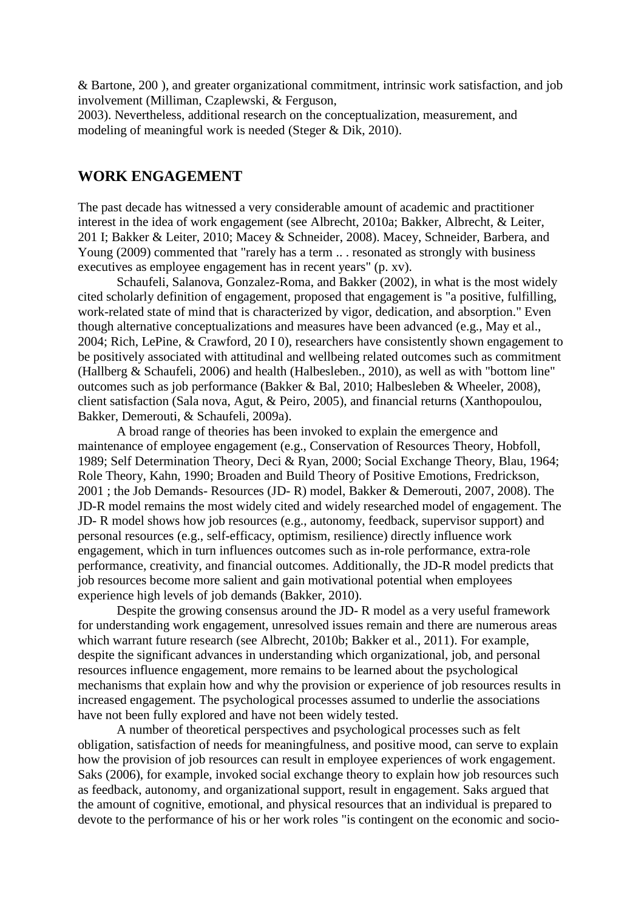& Bartone, 200 ), and greater organizational commitment, intrinsic work satisfaction, and job involvement (Milliman, Czaplewski, & Ferguson, 2003). Nevertheless, additional research on the conceptualization, measurement, and modeling of meaningful work is needed (Steger & Dik, 2010).

## WORK ENGAGEMENT

The past decade has witnessed a very considerable amount of academic and practitioner interest in the idea of work engagement (see Albrecht, 2010a; Bakker, Albrecht, & Leiter, 201 I; Bakker & Leiter, 2010; Macey & Schneider, 2008). Macey, Schneider, Barbera, and Young (2009) commented that "rarely has a term .. . resonated as strongly with business executives as employee engagement has in recent years" (p. xv).

Schaufeli, Salanova, Gonzalez-Roma, and Bakker (2002), in what is the most widely cited scholarly definition of engagement, proposed that engagement is "a positive, fulfilling, work-related state of mind that is characterized by vigor, dedication, and absorption." Even though alternative conceptualizations and measures have been advanced (e.g., May et al., 2004; Rich, LePine, & Crawford, 20 I 0), researchers have consistently shown engagement to be positively associated with attitudinal and wellbeing related outcomes such as commitment (Hallberg & Schaufeli, 2006) and health (Halbesleben., 2010), as well as with "bottom line" outcomes such as job performance (Bakker & Bal, 2010; Halbesleben & Wheeler, 2008), client satisfaction (Sala nova, Agut, & Peiro, 2005), and financial returns (Xanthopoulou, Bakker, Demerouti, & Schaufeli, 2009a).

A broad range of theories has been invoked to explain the emergence and maintenance of employee engagement (e.g., Conservation of Resources Theory, Hobfoll, 1989; Self Determination Theory, Deci & Ryan, 2000; Social Exchange Theory, Blau, 1964; Role Theory, Kahn, 1990; Broaden and Build Theory of Positive Emotions, Fredrickson, 2001 ; the Job Demands- Resources (JD- R) model, Bakker & Demerouti, 2007, 2008). The JD-R model remains the most widely cited and widely researched model of engagement. The JD- R model shows how job resources (e.g., autonomy, feedback, supervisor support) and personal resources (e.g., self-efficacy, optimism, resilience) directly influence work engagement, which in turn influences outcomes such as in-role performance, extra-role performance, creativity, and financial outcomes. Additionally, the JD-R model predicts that job resources become more salient and gain motivational potential when employees experience high levels of job demands (Bakker, 2010).

Despite the growing consensus around the JD- R model as a very useful framework for understanding work engagement, unresolved issues remain and there are numerous areas which warrant future research (see Albrecht, 2010b; Bakker et al., 2011). For example, despite the significant advances in understanding which organizational, job, and personal resources influence engagement, more remains to be learned about the psychological mechanisms that explain how and why the provision or experience of job resources results in increased engagement. The psychological processes assumed to underlie the associations have not been fully explored and have not been widely tested.

A number of theoretical perspectives and psychological processes such as felt obligation, satisfaction of needs for meaningfulness, and positive mood, can serve to explain how the provision of job resources can result in employee experiences of work engagement. Saks (2006), for example, invoked social exchange theory to explain how job resources such as feedback, autonomy, and organizational support, result in engagement. Saks argued that the amount of cognitive, emotional, and physical resources that an individual is prepared to devote to the performance of his or her work roles "is contingent on the economic and socio-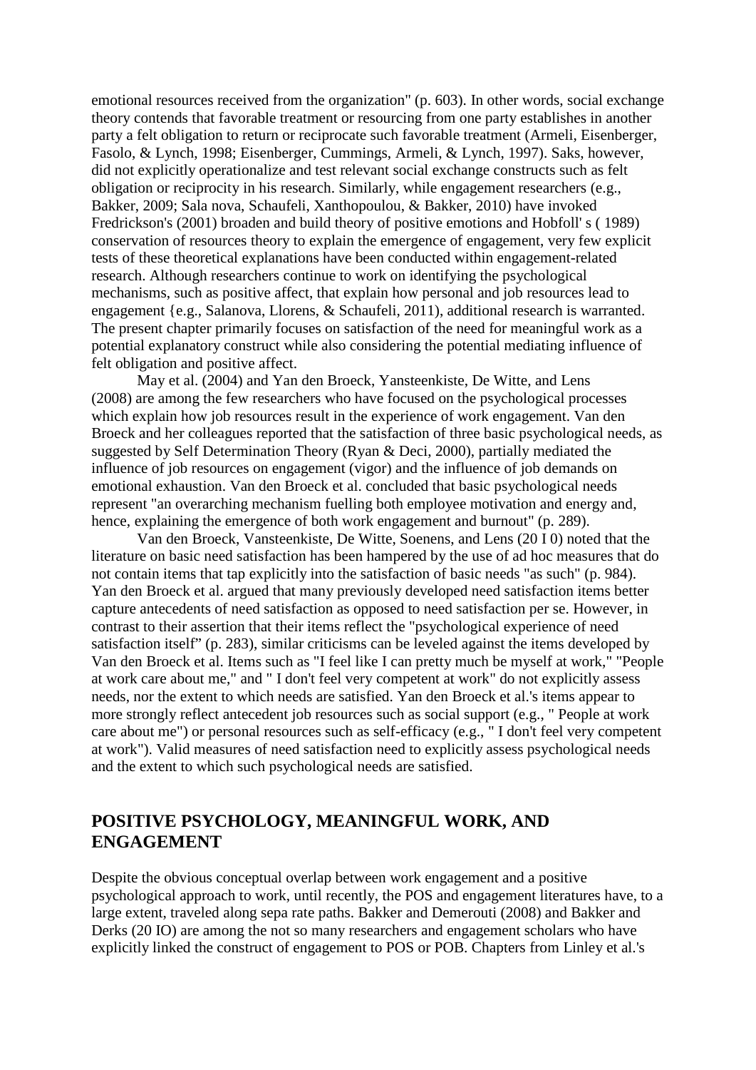emotional resources received from the organization" (p. 603). In other words, social exchange theory contends that favorable treatment or resourcing from one party establishes in another party a felt obligation to return or reciprocate such favorable treatment (Armeli, Eisenberger, Fasolo, & Lynch, 1998; Eisenberger, Cummings, Armeli, & Lynch, 1997). Saks, however, did not explicitly operationalize and test relevant social exchange constructs such as felt obligation or reciprocity in his research. Similarly, while engagement researchers (e.g., Bakker, 2009; Sala nova, Schaufeli, Xanthopoulou, & Bakker, 2010) have invoked Fredrickson's (2001) broaden and build theory of positive emotions and Hobfoll' s ( 1989) conservation of resources theory to explain the emergence of engagement, very few explicit tests of these theoretical explanations have been conducted within engagement-related research. Although researchers continue to work on identifying the psychological mechanisms, such as positive affect, that explain how personal and job resources lead to engagement {e.g., Salanova, Llorens, & Schaufeli, 2011), additional research is warranted. The present chapter primarily focuses on satisfaction of the need for meaningful work as a potential explanatory construct while also considering the potential mediating influence of felt obligation and positive affect.

May et al. (2004) and Yan den Broeck, Yansteenkiste, De Witte, and Lens (2008) are among the few researchers who have focused on the psychological processes which explain how job resources result in the experience of work engagement. Van den Broeck and her colleagues reported that the satisfaction of three basic psychological needs, as suggested by Self Determination Theory (Ryan & Deci, 2000), partially mediated the influence of job resources on engagement (vigor) and the influence of job demands on emotional exhaustion. Van den Broeck et al. concluded that basic psychological needs represent "an overarching mechanism fuelling both employee motivation and energy and, hence, explaining the emergence of both work engagement and burnout" (p. 289).

Van den Broeck, Vansteenkiste, De Witte, Soenens, and Lens (20 I 0) noted that the literature on basic need satisfaction has been hampered by the use of ad hoc measures that do not contain items that tap explicitly into the satisfaction of basic needs "as such" (p. 984). Yan den Broeck et al. argued that many previously developed need satisfaction items better capture antecedents of need satisfaction as opposed to need satisfaction per se. However, in contrast to their assertion that their items reflect the "psychological experience of need satisfaction itself" (p. 283), similar criticisms can be leveled against the items developed by Van den Broeck et al. Items such as "I feel like I can pretty much be myself at work," "People at work care about me," and " I don't feel very competent at work" do not explicitly assess needs, nor the extent to which needs are satisfied. Yan den Broeck et al.'s items appear to more strongly reflect antecedent job resources such as social support (e.g., " People at work care about me") or personal resources such as self-efficacy (e.g., " I don't feel very competent at work"). Valid measures of need satisfaction need to explicitly assess psychological needs and the extent to which such psychological needs are satisfied.

## POSITIVE PSYCHOLOGY, MEANINGFUL WORK, AND ENGAGEMENT

Despite the obvious conceptual overlap between work engagement and a positive psychological approach to work, until recently, the POS and engagement literatures have, to a large extent, traveled along sepa rate paths. Bakker and Demerouti (2008) and Bakker and Derks (20 IO) are among the not so many researchers and engagement scholars who have explicitly linked the construct of engagement to POS or POB. Chapters from Linley et al.'s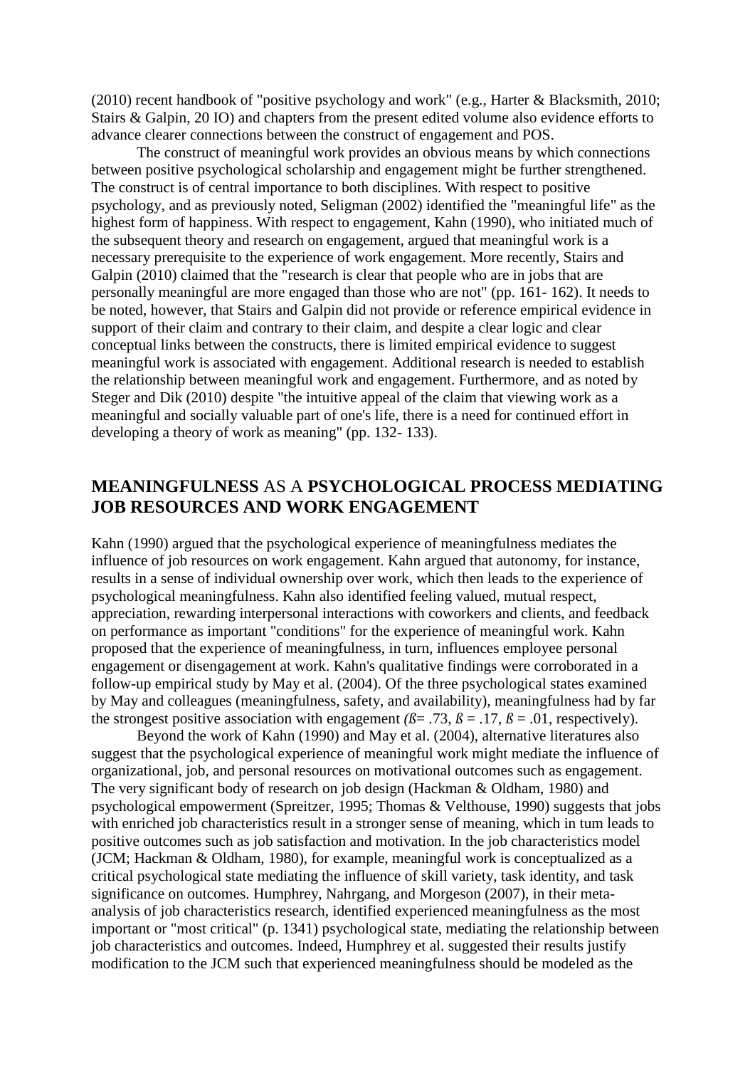(2010) recent handbook of "positive psychology and work" (e.g., Harter & Blacksmith, 2010; Stairs & Galpin, 20 IO) and chapters from the present edited volume also evidence efforts to advance clearer connections between the construct of engagement and POS.

The construct of meaningful work provides an obvious means by which connections between positive psychological scholarship and engagement might be further strengthened. The construct is of central importance to both disciplines. With respect to positive psychology, and as previously noted, Seligman (2002) identified the "meaningful life" as the highest form of happiness. With respect to engagement, Kahn (1990), who initiated much of the subsequent theory and research on engagement, argued that meaningful work is a necessary prerequisite to the experience of work engagement. More recently, Stairs and Galpin (2010) claimed that the "research is clear that people who are in jobs that are personally meaningful are more engaged than those who are not" (pp. 161- 162). It needs to be noted, however, that Stairs and Galpin did not provide or reference empirical evidence in support of their claim and contrary to their claim, and despite a clear logic and clear conceptual links between the constructs, there is limited empirical evidence to suggest meaningful work is associated with engagement. Additional research is needed to establish the relationship between meaningful work and engagement. Furthermore, and as noted by Steger and Dik (2010) despite "the intuitive appeal of the claim that viewing work as a meaningful and socially valuable part of one's life, there is a need for continued effort in developing a theory of work as meaning" (pp. 132- 133).

## **MEANINGFULNESS** AS A **PSYCHOLOGICAL PROCESS MEDIATING JOB RESOURCES AND WORK ENGAGEMENT**

Kahn (1990) argued that the psychological experience of meaningfulness mediates the influence of job resources on work engagement. Kahn argued that autonomy, for instance, results in a sense of individual ownership over work, which then leads to the experience of psychological meaningfulness. Kahn also identified feeling valued, mutual respect, appreciation, rewarding interpersonal interactions with coworkers and clients, and feedback on performance as important "conditions" for the experience of meaningful work. Kahn proposed that the experience of meaningfulness, in turn, influences employee personal engagement or disengagement at work. Kahn's qualitative findings were corroborated in a follow-up empirical study by May et al. (2004). Of the three psychological states examined by May and colleagues (meaningfulness, safety, and availability), meaningfulness had by far the strongest positive association with engagement *(ß*= .73, *ß* = .17, *ß* = .01, respectively).

Beyond the work of Kahn (1990) and May et al. (2004), alternative literatures also suggest that the psychological experience of meaningful work might mediate the influence of organizational, job, and personal resources on motivational outcomes such as engagement. The very significant body of research on job design (Hackman & Oldham, 1980) and psychological empowerment (Spreitzer, 1995; Thomas & Velthouse, 1990) suggests that jobs with enriched job characteristics result in a stronger sense of meaning, which in turn leads to positive outcomes such as job satisfaction and motivation. In the job characteristics model (JCM; Hackman & Oldham, 1980), for example, meaningful work is conceptualized as a critical psychological state mediating the influence of skill variety, task identity, and task significance on outcomes. Humphrey, Nahrgang, and Morgeson (2007), in their meta-analysis of job characteristics research, identified experienced meaningfulness as the most important or "most critical" (p. 1341) psychological state, mediating the relationship between job characteristics and outcomes. Indeed, Humphrey et al. suggested their results justify modification to the JCM such that experienced meaningfulness should be modeled as the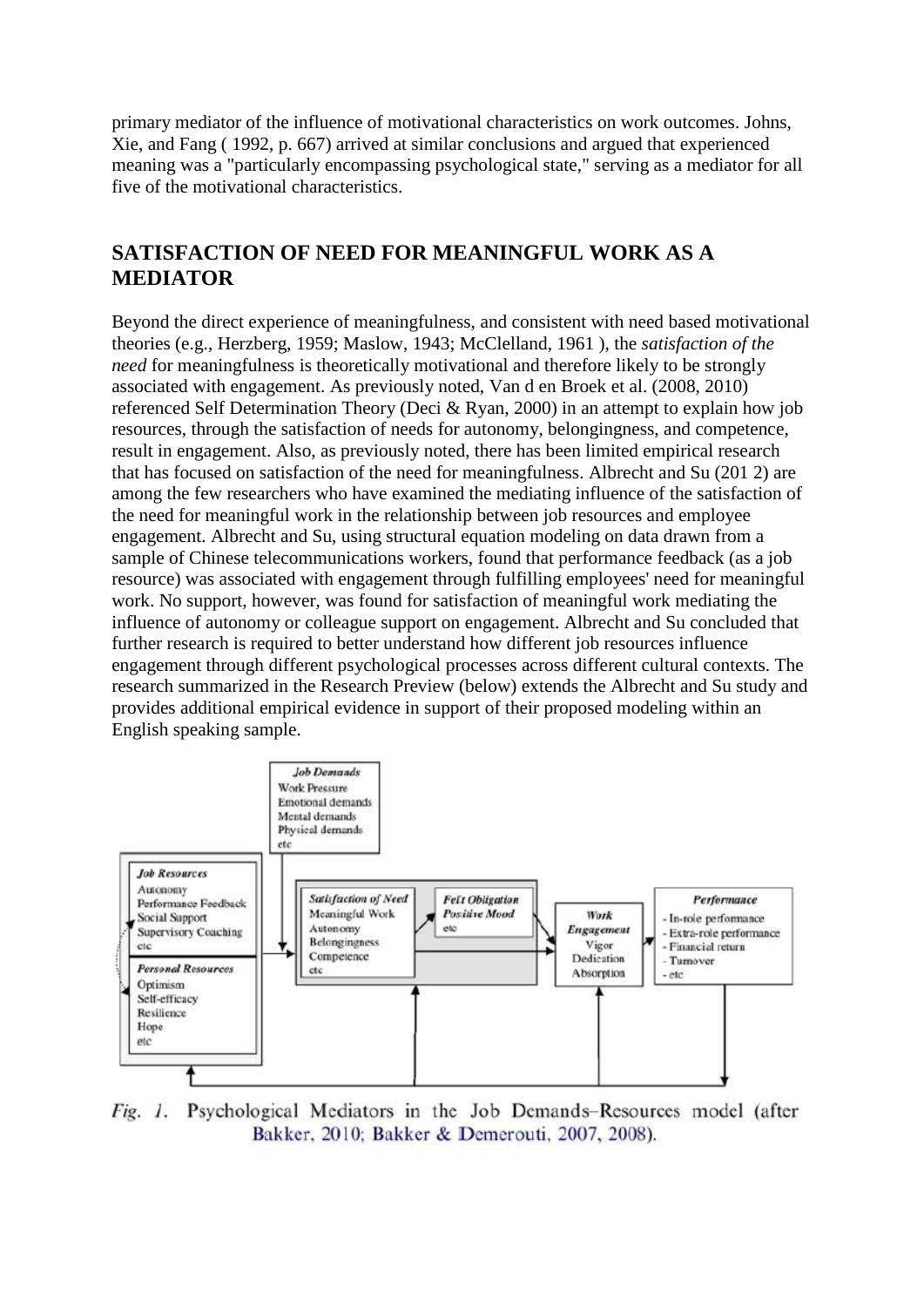primary mediator of the influence of motivational characteristics on work outcomes. Johns, Xie, and Fang ( 1992, p. 667) arrived at similar conclusions and argued that experienced meaning was a "particularly encompassing psychological state," serving as a mediator for all five of the motivational characteristics.

## SATISFACTION OF NEED FOR MEANINGFUL WORK AS A MEDIATOR

Beyond the direct experience of meaningfulness, and consistent with need based motivational theories (e.g., Herzberg, 1959; Maslow, 1943; McClelland, 1961 ), the *satisfaction of the need* for meaningfulness is theoretically motivational and therefore likely to be strongly associated with engagement. As previously noted, Van d en Broek et al. (2008, 2010) referenced Self Determination Theory (Deci & Ryan, 2000) in an attempt to explain how job resources, through the satisfaction of needs for autonomy, belongingness, and competence, result in engagement. Also, as previously noted, there has been limited empirical research that has focused on satisfaction of the need for meaningfulness. Albrecht and Su (201 2) are among the few researchers who have examined the mediating influence of the satisfaction of the need for meaningful work in the relationship between job resources and employee engagement. Albrecht and Su, using structural equation modeling on data drawn from a sample of Chinese telecommunications workers, found that performance feedback (as a job resource) was associated with engagement through fulfilling employees' need for meaningful work. No support, however, was found for satisfaction of meaningful work mediating the influence of autonomy or colleague support on engagement. Albrecht and Su concluded that further research is required to better understand how different job resources influence engagement through different psychological processes across different cultural contexts. The research summarized in the Research Preview (below) extends the Albrecht and Su study and provides additional empirical evidence in support of their proposed modeling within an English speaking sample.

*Fig. 1.* Psychological Mediators in the Job Demands–Resources model (after Bakker, 2010; Bakker & Demerouti, 2007, 2008).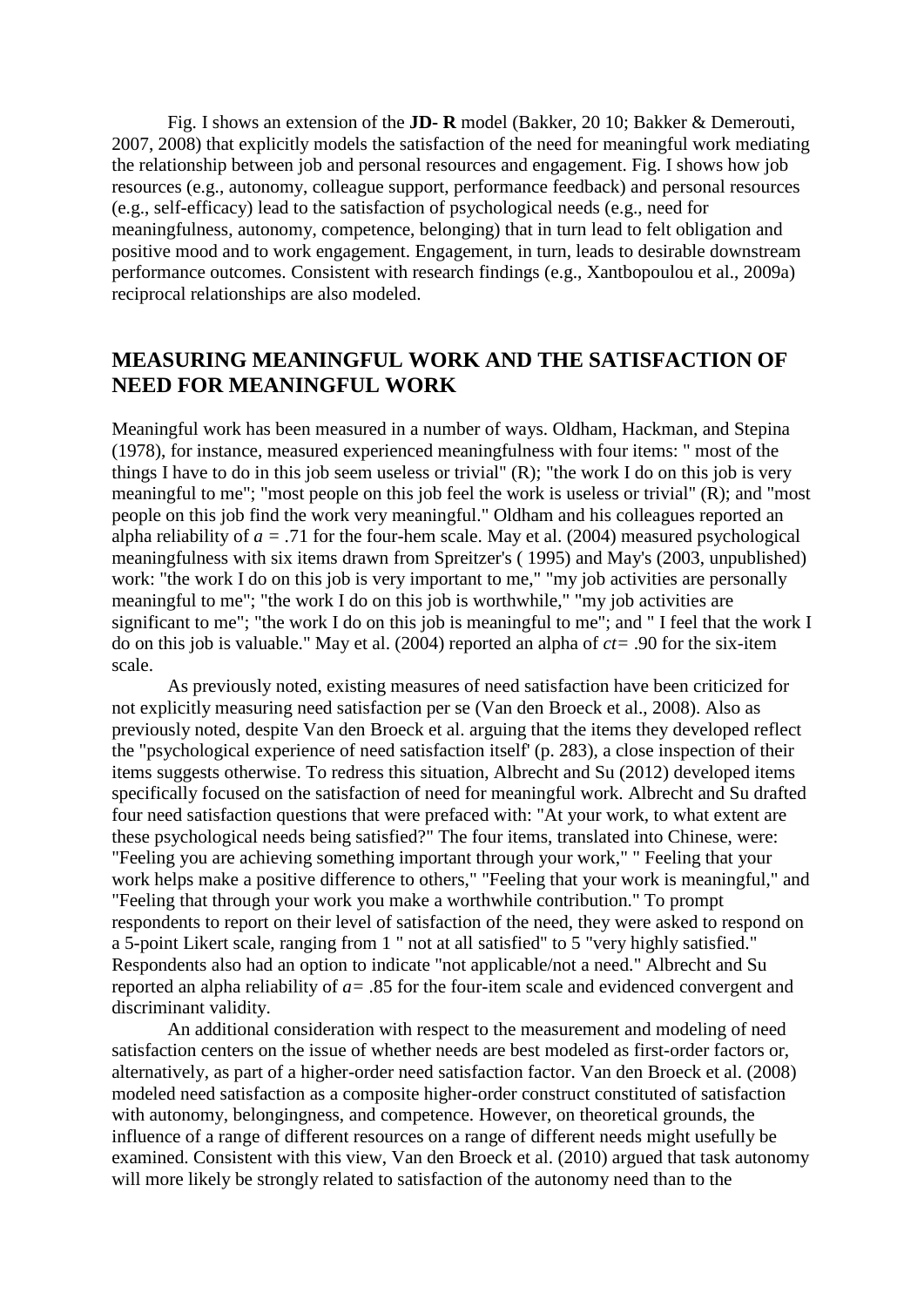Fig. I shows an extension of the **JD- R** model (Bakker, 20 10; Bakker & Demerouti, 2007, 2008) that explicitly models the satisfaction of the need for meaningful work mediating the relationship between job and personal resources and engagement. Fig. I shows how job resources (e.g., autonomy, colleague support, performance feedback) and personal resources (e.g., self-efficacy) lead to the satisfaction of psychological needs (e.g., need for meaningfulness, autonomy, competence, belonging) that in turn lead to felt obligation and positive mood and to work engagement. Engagement, in turn, leads to desirable downstream performance outcomes. Consistent with research findings (e.g., Xantbopoulou et al., 2009a) reciprocal relationships are also modeled.

## MEASURING MEANINGFUL WORK AND THE SATISFACTION OF NEED FOR MEANINGFUL WORK

Meaningful work has been measured in a number of ways. Oldham, Hackman, and Stepina (1978), for instance, measured experienced meaningfulness with four items: " most of the things I have to do in this job seem useless or trivial" (R); "the work I do on this job is very meaningful to me"; "most people on this job feel the work is useless or trivial" (R); and "most people on this job find the work very meaningful." Oldham and his colleagues reported an alpha reliability of *a* = .71 for the four-hem scale. May et al. (2004) measured psychological meaningfulness with six items drawn from Spreitzer's ( 1995) and May's (2003, unpublished) work: "the work I do on this job is very important to me," "my job activities are personally meaningful to me"; "the work I do on this job is worthwhile," "my job activities are significant to me"; "the work I do on this job is meaningful to me"; and " I feel that the work I do on this job is valuable." May et al. (2004) reported an alpha of *ct*= .90 for the six-item scale.

As previously noted, existing measures of need satisfaction have been criticized for not explicitly measuring need satisfaction per se (Van den Broeck et al., 2008). Also as previously noted, despite Van den Broeck et al. arguing that the items they developed reflect the "psychological experience of need satisfaction itself' (p. 283), a close inspection of their items suggests otherwise. To redress this situation, Albrecht and Su (2012) developed items specifically focused on the satisfaction of need for meaningful work. Albrecht and Su drafted four need satisfaction questions that were prefaced with: "At your work, to what extent are these psychological needs being satisfied?" The four items, translated into Chinese, were: "Feeling you are achieving something important through your work," " Feeling that your work helps make a positive difference to others," "Feeling that your work is meaningful," and "Feeling that through your work you make a worthwhile contribution." To prompt respondents to report on their level of satisfaction of the need, they were asked to respond on a 5-point Likert scale, ranging from 1 " not at all satisfied" to 5 "very highly satisfied." Respondents also had an option to indicate "not applicable/not a need." Albrecht and Su reported an alpha reliability of *a*= .85 for the four-item scale and evidenced convergent and discriminant validity.

An additional consideration with respect to the measurement and modeling of need satisfaction centers on the issue of whether needs are best modeled as first-order factors or, alternatively, as part of a higher-order need satisfaction factor. Van den Broeck et al. (2008) modeled need satisfaction as a composite higher-order construct constituted of satisfaction with autonomy, belongingness, and competence. However, on theoretical grounds, the influence of a range of different resources on a range of different needs might usefully be examined. Consistent with this view, Van den Broeck et al. (2010) argued that task autonomy will more likely be strongly related to satisfaction of the autonomy need than to the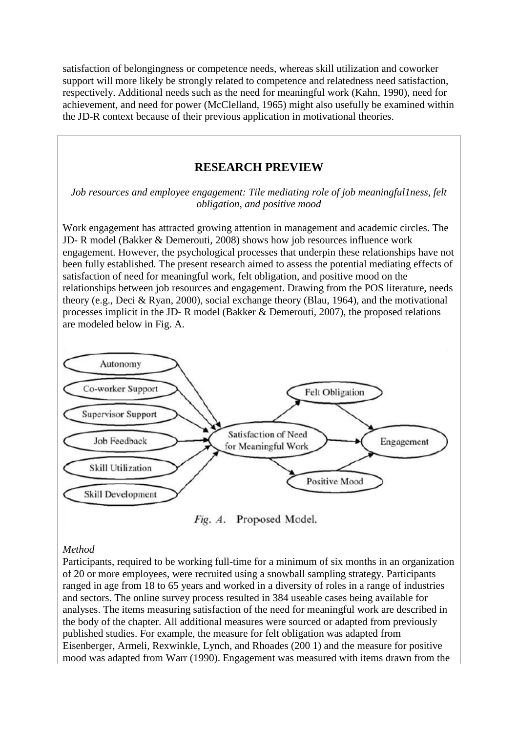satisfaction of belongingness or competence needs, whereas skill utilization and coworker support will more likely be strongly related to competence and relatedness need satisfaction, respectively. Additional needs such as the need for meaningful work (Kahn, 1990), need for achievement, and need for power (McClelland, 1965) might also usefully be examined within the JD-R context because of their previous application in motivational theories.

## RESEARCH PREVIEW

*Job resources and employee engagement: Tile mediating role of job meaningful1ness, felt obligation, and positive mood*

Work engagement has attracted growing attention in management and academic circles. The JD- R model (Bakker & Demerouti, 2008) shows how job resources influence work engagement. However, the psychological processes that underpin these relationships have not been fully established. The present research aimed to assess the potential mediating effects of satisfaction of need for meaningful work, felt obligation, and positive mood on the relationships between job resources and engagement. Drawing from the POS literature, needs theory (e.g., Deci & Ryan, 2000), social exchange theory (Blau, 1964), and the motivational processes implicit in the JD- R model (Bakker & Demerouti, 2007), the proposed relations are modeled below in Fig. A.

Autonomy; Co-worker Support; Supervisor Support; Job Feedback; Skill Utilization; Skill Development → Satisfaction of Need for Meaningful Work → Felt Obligation; Positive Mood → Engagement

*Fig. A.* Proposed Model.

*Method*

Participants, required to be working full-time for a minimum of six months in an organization of 20 or more employees, were recruited using a snowball sampling strategy. Participants ranged in age from 18 to 65 years and worked in a diversity of roles in a range of industries and sectors. The online survey process resulted in 384 useable cases being available for analyses. The items measuring satisfaction of the need for meaningful work are described in the body of the chapter. All additional measures were sourced or adapted from previously published studies. For example, the measure for felt obligation was adapted from Eisenberger, Armeli, Rexwinkle, Lynch, and Rhoades (200 1) and the measure for positive mood was adapted from Warr (1990). Engagement was measured with items drawn from the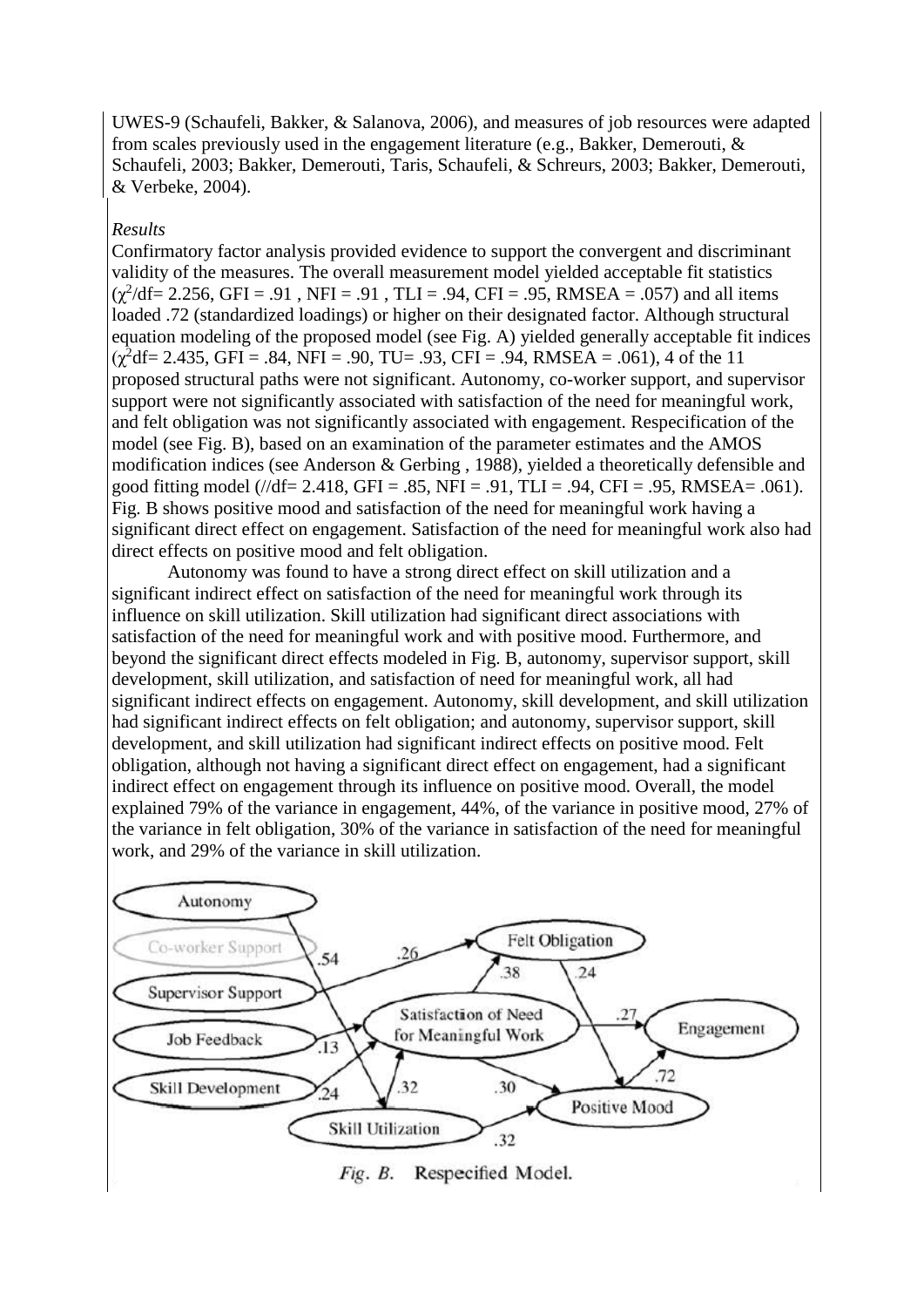UWES-9 (Schaufeli, Bakker, & Salanova, 2006), and measures of job resources were adapted from scales previously used in the engagement literature (e.g., Bakker, Demerouti, & Schaufeli, 2003; Bakker, Demerouti, Taris, Schaufeli, & Schreurs, 2003; Bakker, Demerouti, & Verbeke, 2004).

*Results*

Confirmatory factor analysis provided evidence to support the convergent and discriminant validity of the measures. The overall measurement model yielded acceptable fit statistics ($\chi^2$/df= 2.256, GFI = .91 , NFI = .91 , TLI = .94, CFI = .95, RMSEA = .057) and all items loaded .72 (standardized loadings) or higher on their designated factor. Although structural equation modeling of the proposed model (see Fig. A) yielded generally acceptable fit indices ($\chi^2$df= 2.435, GFI = .84, NFI = .90, TU= .93, CFI = .94, RMSEA = .061), 4 of the 11 proposed structural paths were not significant. Autonomy, co-worker support, and supervisor support were not significantly associated with satisfaction of the need for meaningful work, and felt obligation was not significantly associated with engagement. Respecification of the model (see Fig. B), based on an examination of the parameter estimates and the AMOS modification indices (see Anderson & Gerbing , 1988), yielded a theoretically defensible and good fitting model (//df= 2.418, GFI = .85, NFI = .91, TLI = .94, CFI = .95, RMSEA= .061). Fig. B shows positive mood and satisfaction of the need for meaningful work having a significant direct effect on engagement. Satisfaction of the need for meaningful work also had direct effects on positive mood and felt obligation.

Autonomy was found to have a strong direct effect on skill utilization and a significant indirect effect on satisfaction of the need for meaningful work through its influence on skill utilization. Skill utilization had significant direct associations with satisfaction of the need for meaningful work and with positive mood. Furthermore, and beyond the significant direct effects modeled in Fig. B, autonomy, supervisor support, skill development, skill utilization, and satisfaction of need for meaningful work, all had significant indirect effects on engagement. Autonomy, skill development, and skill utilization had significant indirect effects on felt obligation; and autonomy, supervisor support, skill development, and skill utilization had significant indirect effects on positive mood. Felt obligation, although not having a significant direct effect on engagement, had a significant indirect effect on engagement through its influence on positive mood. Overall, the model explained 79% of the variance in engagement, 44%, of the variance in positive mood, 27% of the variance in felt obligation, 30% of the variance in satisfaction of the need for meaningful work, and 29% of the variance in skill utilization.

*Fig. B.* Respecified Model.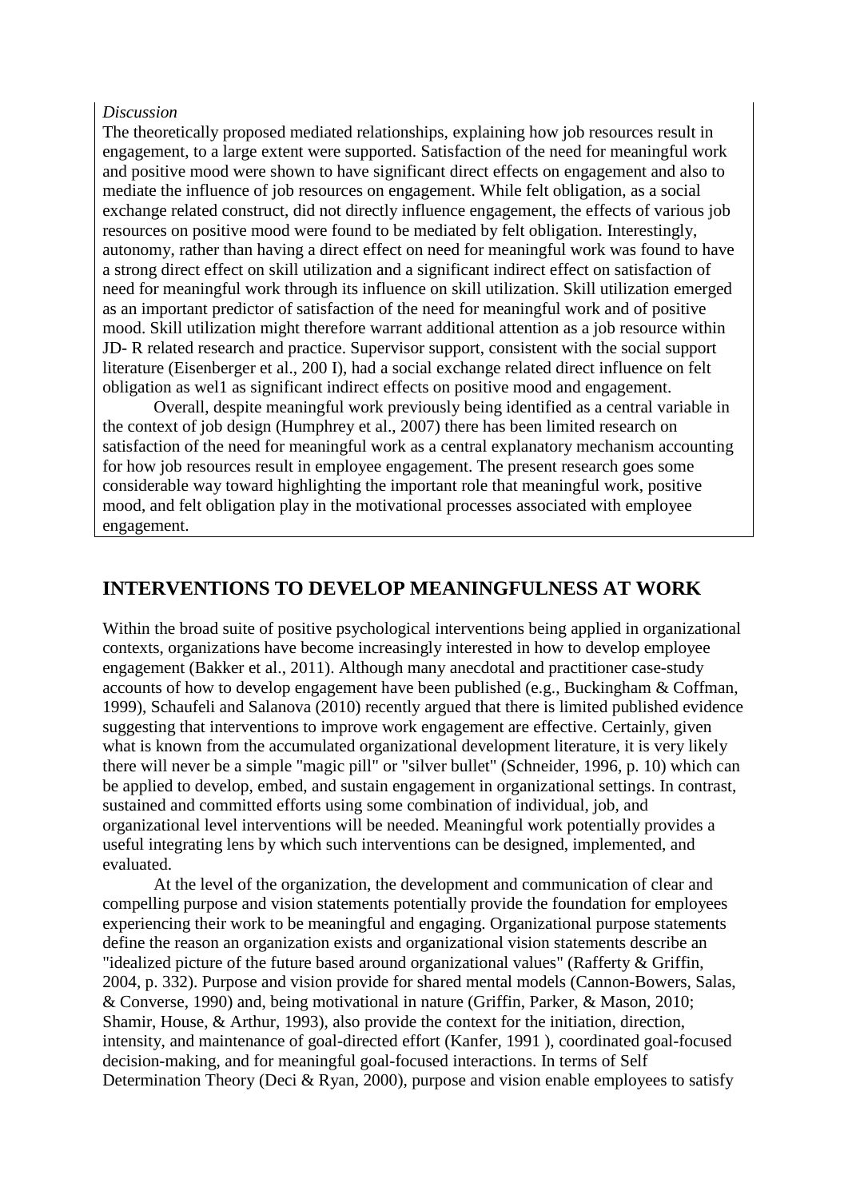*Discussion*

The theoretically proposed mediated relationships, explaining how job resources result in engagement, to a large extent were supported. Satisfaction of the need for meaningful work and positive mood were shown to have significant direct effects on engagement and also to mediate the influence of job resources on engagement. While felt obligation, as a social exchange related construct, did not directly influence engagement, the effects of various job resources on positive mood were found to be mediated by felt obligation. Interestingly, autonomy, rather than having a direct effect on need for meaningful work was found to have a strong direct effect on skill utilization and a significant indirect effect on satisfaction of need for meaningful work through its influence on skill utilization. Skill utilization emerged as an important predictor of satisfaction of the need for meaningful work and of positive mood. Skill utilization might therefore warrant additional attention as a job resource within JD- R related research and practice. Supervisor support, consistent with the social support literature (Eisenberger et al., 200 I), had a social exchange related direct influence on felt obligation as wel1 as significant indirect effects on positive mood and engagement.

Overall, despite meaningful work previously being identified as a central variable in the context of job design (Humphrey et al., 2007) there has been limited research on satisfaction of the need for meaningful work as a central explanatory mechanism accounting for how job resources result in employee engagement. The present research goes some considerable way toward highlighting the important role that meaningful work, positive mood, and felt obligation play in the motivational processes associated with employee engagement.

## INTERVENTIONS TO DEVELOP MEANINGFULNESS AT WORK

Within the broad suite of positive psychological interventions being applied in organizational contexts, organizations have become increasingly interested in how to develop employee engagement (Bakker et al., 2011). Although many anecdotal and practitioner case-study accounts of how to develop engagement have been published (e.g., Buckingham & Coffman, 1999), Schaufeli and Salanova (2010) recently argued that there is limited published evidence suggesting that interventions to improve work engagement are effective. Certainly, given what is known from the accumulated organizational development literature, it is very likely there will never be a simple "magic pill" or "silver bullet" (Schneider, 1996, p. 10) which can be applied to develop, embed, and sustain engagement in organizational settings. In contrast, sustained and committed efforts using some combination of individual, job, and organizational level interventions will be needed. Meaningful work potentially provides a useful integrating lens by which such interventions can be designed, implemented, and evaluated.

At the level of the organization, the development and communication of clear and compelling purpose and vision statements potentially provide the foundation for employees experiencing their work to be meaningful and engaging. Organizational purpose statements define the reason an organization exists and organizational vision statements describe an "idealized picture of the future based around organizational values" (Rafferty & Griffin, 2004, p. 332). Purpose and vision provide for shared mental models (Cannon-Bowers, Salas, & Converse, 1990) and, being motivational in nature (Griffin, Parker, & Mason, 2010; Shamir, House, & Arthur, 1993), also provide the context for the initiation, direction, intensity, and maintenance of goal-directed effort (Kanfer, 1991 ), coordinated goal-focused decision-making, and for meaningful goal-focused interactions. In terms of Self Determination Theory (Deci & Ryan, 2000), purpose and vision enable employees to satisfy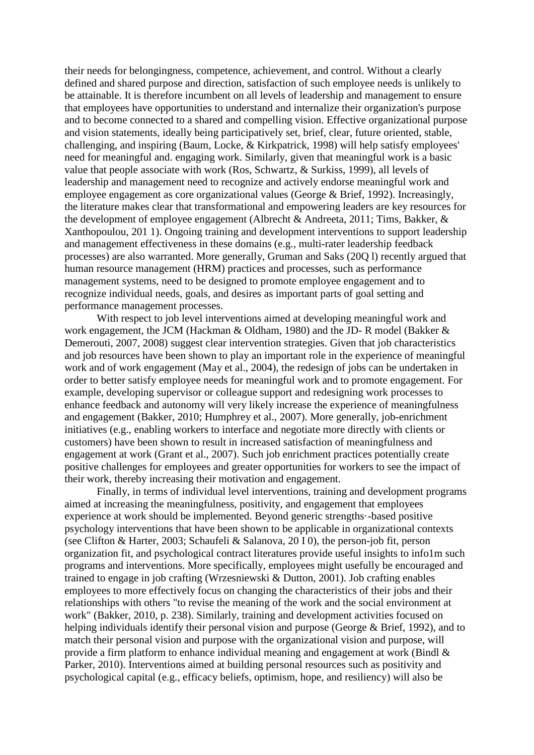their needs for belongingness, competence, achievement, and control. Without a clearly defined and shared purpose and direction, satisfaction of such employee needs is unlikely to be attainable. It is therefore incumbent on all levels of leadership and management to ensure that employees have opportunities to understand and internalize their organization's purpose and to become connected to a shared and compelling vision. Effective organizational purpose and vision statements, ideally being participatively set, brief, clear, future oriented, stable, challenging, and inspiring (Baum, Locke, & Kirkpatrick, 1998) will help satisfy employees' need for meaningful and. engaging work. Similarly, given that meaningful work is a basic value that people associate with work (Ros, Schwartz, & Surkiss, 1999), all levels of leadership and management need to recognize and actively endorse meaningful work and employee engagement as core organizational values (George & Brief, 1992). Increasingly, the literature makes clear that transformational and empowering leaders are key resources for the development of employee engagement (Albrecht & Andreeta, 2011; Tims, Bakker, & Xanthopoulou, 201 1). Ongoing training and development interventions to support leadership and management effectiveness in these domains (e.g., multi-rater leadership feedback processes) are also warranted. More generally, Gruman and Saks (20Q l) recently argued that human resource management (HRM) practices and processes, such as performance management systems, need to be designed to promote employee engagement and to recognize individual needs, goals, and desires as important parts of goal setting and performance management processes.

With respect to job level interventions aimed at developing meaningful work and work engagement, the JCM (Hackman & Oldham, 1980) and the JD- R model (Bakker & Demerouti, 2007, 2008) suggest clear intervention strategies. Given that job characteristics and job resources have been shown to play an important role in the experience of meaningful work and of work engagement (May et al., 2004), the redesign of jobs can be undertaken in order to better satisfy employee needs for meaningful work and to promote engagement. For example, developing supervisor or colleague support and redesigning work processes to enhance feedback and autonomy will very likely increase the experience of meaningfulness and engagement (Bakker, 2010; Humphrey et al., 2007). More generally, job-enrichment initiatives (e.g., enabling workers to interface and negotiate more directly with clients or customers) have been shown to result in increased satisfaction of meaningfulness and engagement at work (Grant et al., 2007). Such job enrichment practices potentially create positive challenges for employees and greater opportunities for workers to see the impact of their work, thereby increasing their motivation and engagement.

Finally, in terms of individual level interventions, training and development programs aimed at increasing the meaningfulness, positivity, and engagement that employees experience at work should be implemented. Beyond generic strengths·-based positive psychology interventions that have been shown to be applicable in organizational contexts (see Clifton & Harter, 2003; Schaufeli & Salanova, 20 I 0), the person-job fit, person organization fit, and psychological contract literatures provide useful insights to info1m such programs and interventions. More specifically, employees might usefully be encouraged and trained to engage in job crafting (Wrzesniewski & Dutton, 2001). Job crafting enables employees to more effectively focus on changing the characteristics of their jobs and their relationships with others "to revise the meaning of the work and the social environment at work" (Bakker, 2010, p. 238). Similarly, training and development activities focused on helping individuals identify their personal vision and purpose (George & Brief, 1992), and to match their personal vision and purpose with the organizational vision and purpose, will provide a firm platform to enhance individual meaning and engagement at work (Bindl & Parker, 2010). Interventions aimed at building personal resources such as positivity and psychological capital (e.g., efficacy beliefs, optimism, hope, and resiliency) will also be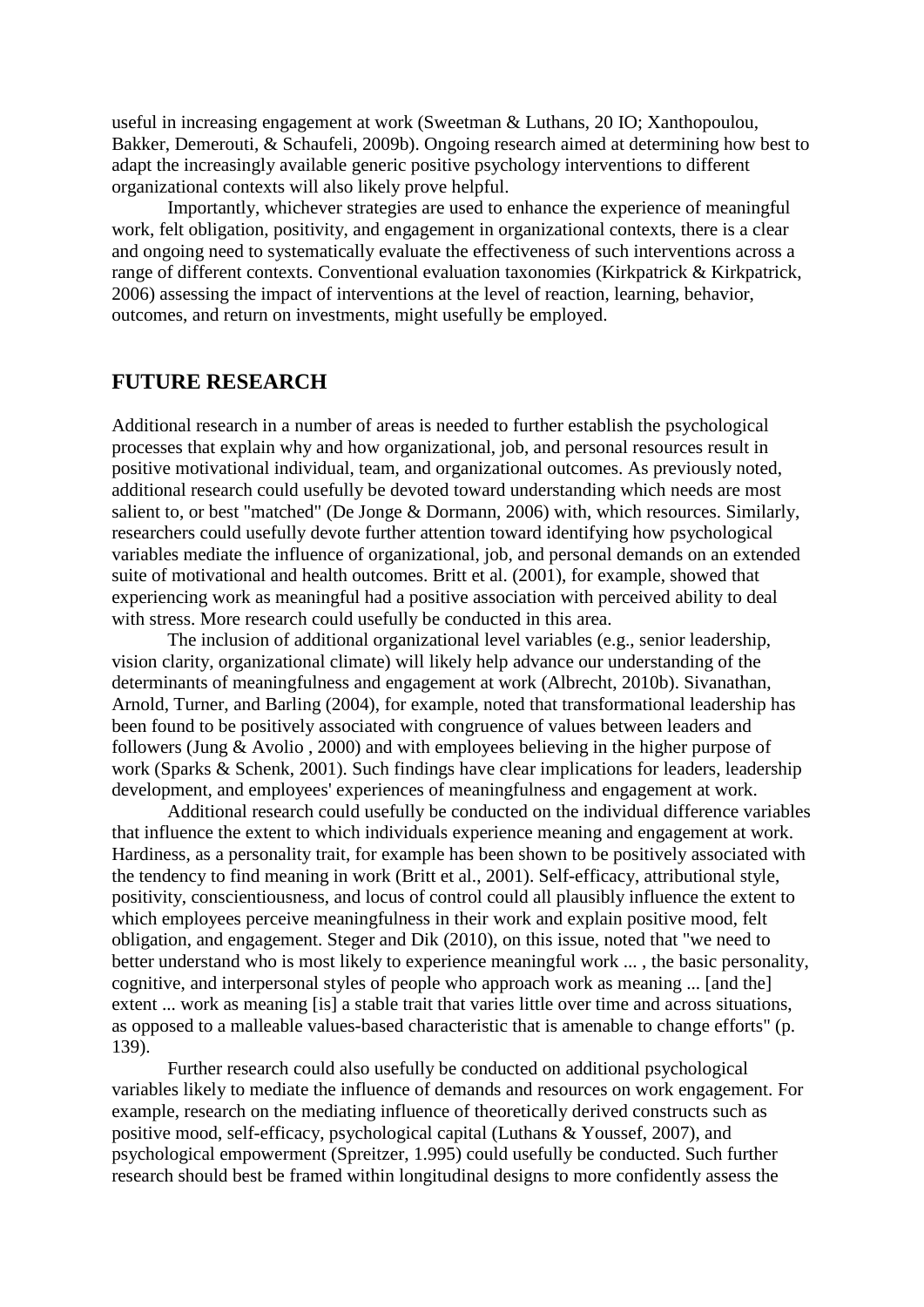useful in increasing engagement at work (Sweetman & Luthans, 20 IO; Xanthopoulou, Bakker, Demerouti, & Schaufeli, 2009b). Ongoing research aimed at determining how best to adapt the increasingly available generic positive psychology interventions to different organizational contexts will also likely prove helpful.

Importantly, whichever strategies are used to enhance the experience of meaningful work, felt obligation, positivity, and engagement in organizational contexts, there is a clear and ongoing need to systematically evaluate the effectiveness of such interventions across a range of different contexts. Conventional evaluation taxonomies (Kirkpatrick & Kirkpatrick, 2006) assessing the impact of interventions at the level of reaction, learning, behavior, outcomes, and return on investments, might usefully be employed.

## FUTURE RESEARCH

Additional research in a number of areas is needed to further establish the psychological processes that explain why and how organizational, job, and personal resources result in positive motivational individual, team, and organizational outcomes. As previously noted, additional research could usefully be devoted toward understanding which needs are most salient to, or best "matched" (De Jonge & Dormann, 2006) with, which resources. Similarly, researchers could usefully devote further attention toward identifying how psychological variables mediate the influence of organizational, job, and personal demands on an extended suite of motivational and health outcomes. Britt et al. (2001), for example, showed that experiencing work as meaningful had a positive association with perceived ability to deal with stress. More research could usefully be conducted in this area.

The inclusion of additional organizational level variables (e.g., senior leadership, vision clarity, organizational climate) will likely help advance our understanding of the determinants of meaningfulness and engagement at work (Albrecht, 2010b). Sivanathan, Arnold, Turner, and Barling (2004), for example, noted that transformational leadership has been found to be positively associated with congruence of values between leaders and followers (Jung & Avolio , 2000) and with employees believing in the higher purpose of work (Sparks & Schenk, 2001). Such findings have clear implications for leaders, leadership development, and employees' experiences of meaningfulness and engagement at work.

Additional research could usefully be conducted on the individual difference variables that influence the extent to which individuals experience meaning and engagement at work. Hardiness, as a personality trait, for example has been shown to be positively associated with the tendency to find meaning in work (Britt et al., 2001). Self-efficacy, attributional style, positivity, conscientiousness, and locus of control could all plausibly influence the extent to which employees perceive meaningfulness in their work and explain positive mood, felt obligation, and engagement. Steger and Dik (2010), on this issue, noted that "we need to better understand who is most likely to experience meaningful work ... , the basic personality, cognitive, and interpersonal styles of people who approach work as meaning ... [and the] extent ... work as meaning [is] a stable trait that varies little over time and across situations, as opposed to a malleable values-based characteristic that is amenable to change efforts" (p. 139).

Further research could also usefully be conducted on additional psychological variables likely to mediate the influence of demands and resources on work engagement. For example, research on the mediating influence of theoretically derived constructs such as positive mood, self-efficacy, psychological capital (Luthans & Youssef, 2007), and psychological empowerment (Spreitzer, 1.995) could usefully be conducted. Such further research should best be framed within longitudinal designs to more confidently assess the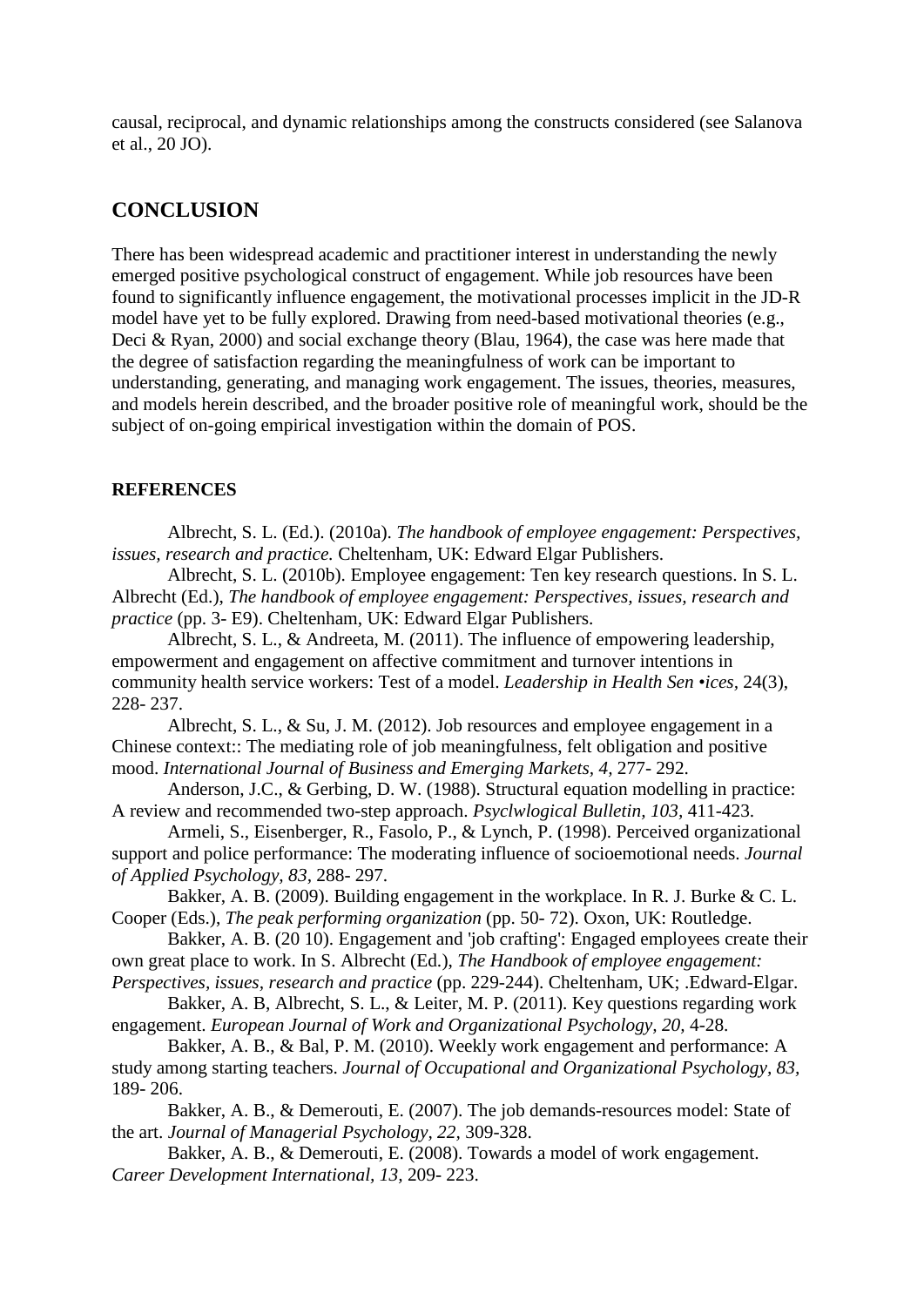causal, reciprocal, and dynamic relationships among the constructs considered (see Salanova et al., 20 JO).

## CONCLUSION

There has been widespread academic and practitioner interest in understanding the newly emerged positive psychological construct of engagement. While job resources have been found to significantly influence engagement, the motivational processes implicit in the JD-R model have yet to be fully explored. Drawing from need-based motivational theories (e.g., Deci & Ryan, 2000) and social exchange theory (Blau, 1964), the case was here made that the degree of satisfaction regarding the meaningfulness of work can be important to understanding, generating, and managing work engagement. The issues, theories, measures, and models herein described, and the broader positive role of meaningful work, should be the subject of on-going empirical investigation within the domain of POS.

### REFERENCES

Albrecht, S. L. (Ed.). (2010a). *The handbook of employee engagement: Perspectives, issues, research and practice.* Cheltenham, UK: Edward Elgar Publishers.

Albrecht, S. L. (2010b). Employee engagement: Ten key research questions. In S. L. Albrecht (Ed.), *The handbook of employee engagement: Perspectives, issues, research and practice* (pp. 3- E9). Cheltenham, UK: Edward Elgar Publishers.

Albrecht, S. L., & Andreeta, M. (2011). The influence of empowering leadership, empowerment and engagement on affective commitment and turnover intentions in community health service workers: Test of a model. *Leadership in Health Sen •ices*, 24(3), 228- 237.

Albrecht, S. L., & Su, J. M. (2012). Job resources and employee engagement in a Chinese context:: The mediating role of job meaningfulness, felt obligation and positive mood. *International Journal of Business and Emerging Markets, 4,* 277- 292.

Anderson, J.C., & Gerbing, D. W. (1988). Structural equation modelling in practice: A review and recommended two-step approach. *Psyclwlogical Bulletin, 103,* 411-423.

Armeli, S., Eisenberger, R., Fasolo, P., & Lynch, P. (1998). Perceived organizational support and police performance: The moderating influence of socioemotional needs. *Journal of Applied Psychology, 83*, 288- 297.

Bakker, A. B. (2009). Building engagement in the workplace. In R. J. Burke & C. L. Cooper (Eds.), *The peak performing organization* (pp. 50- 72). Oxon, UK: Routledge.

Bakker, A. B. (20 10). Engagement and 'job crafting': Engaged employees create their own great place to work. In S. Albrecht (Ed.), *The Handbook of employee engagement: Perspectives, issues, research and practice* (pp. 229-244). Cheltenham, UK; .Edward-Elgar.

Bakker, A. B, Albrecht, S. L., & Leiter, M. P. (2011). Key questions regarding work engagement. *European Journal of Work and Organizational Psychology, 20,* 4-28.

Bakker, A. B., & Bal, P. M. (2010). Weekly work engagement and performance: A study among starting teachers. *Journal of Occupational and Organizational Psychology, 83,* 189- 206.

Bakker, A. B., & Demerouti, E. (2007). The job demands-resources model: State of the art. *Journal of Managerial Psychology, 22,* 309-328.

Bakker, A. B., & Demerouti, E. (2008). Towards a model of work engagement. *Career Development International, 13,* 209- 223.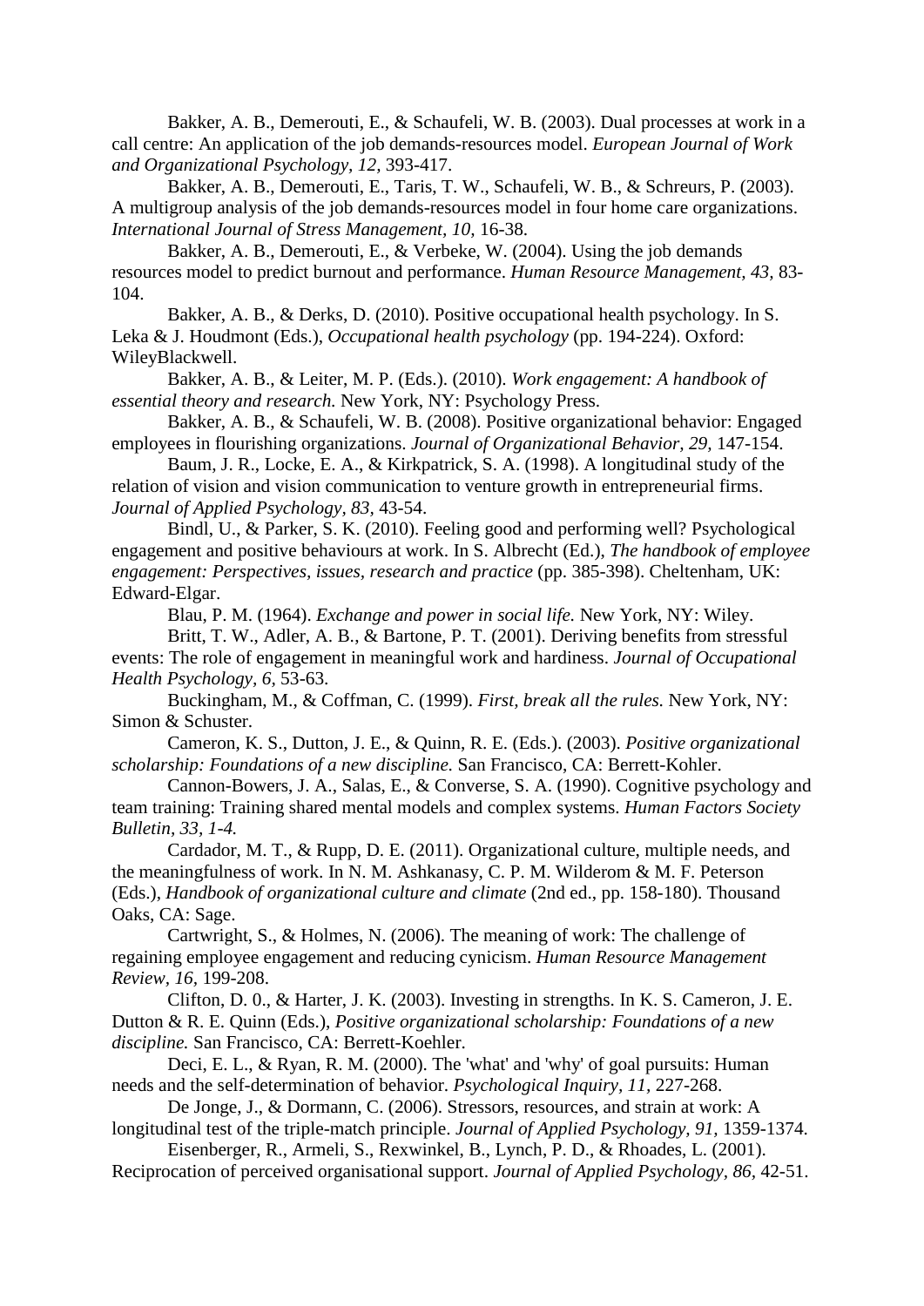Bakker, A. B., Demerouti, E., & Schaufeli, W. B. (2003). Dual processes at work in a call centre: An application of the job demands-resources model. *European Journal of Work and Organizational Psychology, 12,* 393-417.

Bakker, A. B., Demerouti, E., Taris, T. W., Schaufeli, W. B., & Schreurs, P. (2003). A multigroup analysis of the job demands-resources model in four home care organizations. *International Journal of Stress Management, 10,* 16-38.

Bakker, A. B., Demerouti, E., & Verbeke, W. (2004). Using the job demands resources model to predict burnout and performance. *Human Resource Management, 43,* 83-104.

Bakker, A. B., & Derks, D. (2010). Positive occupational health psychology. In S. Leka & J. Houdmont (Eds.), *Occupational health psychology* (pp. 194-224). Oxford: WileyBlackwell.

Bakker, A. B., & Leiter, M. P. (Eds.). (2010). *Work engagement: A handbook of essential theory and research.* New York, NY: Psychology Press.

Bakker, A. B., & Schaufeli, W. B. (2008). Positive organizational behavior: Engaged employees in flourishing organizations. *Journal of Organizational Behavior, 29,* 147-154.

Baum, J. R., Locke, E. A., & Kirkpatrick, S. A. (1998). A longitudinal study of the relation of vision and vision communication to venture growth in entrepreneurial firms. *Journal of Applied Psychology, 83,* 43-54.

Bindl, U., & Parker, S. K. (2010). Feeling good and performing well? Psychological engagement and positive behaviours at work. In S. Albrecht (Ed.), *The handbook of employee engagement: Perspectives, issues, research and practice* (pp. 385-398). Cheltenham, UK: Edward-Elgar.

Blau, P. M. (1964). *Exchange and power in social life.* New York, NY: Wiley.

Britt, T. W., Adler, A. B., & Bartone, P. T. (2001). Deriving benefits from stressful events: The role of engagement in meaningful work and hardiness. *Journal of Occupational Health Psychology, 6,* 53-63.

Buckingham, M., & Coffman, C. (1999). *First, break all the rules.* New York, NY: Simon & Schuster.

Cameron, K. S., Dutton, J. E., & Quinn, R. E. (Eds.). (2003). *Positive organizational scholarship: Foundations of a new discipline.* San Francisco, CA: Berrett-Kohler.

Cannon-Bowers, J. A., Salas, E., & Converse, S. A. (1990). Cognitive psychology and team training: Training shared mental models and complex systems. *Human Factors Society Bulletin, 33, 1-4.*

Cardador, M. T., & Rupp, D. E. (2011). Organizational culture, multiple needs, and the meaningfulness of work. In N. M. Ashkanasy, C. P. M. Wilderom & M. F. Peterson (Eds.), *Handbook of organizational culture and climate* (2nd ed., pp. 158-180). Thousand Oaks, CA: Sage.

Cartwright, S., & Holmes, N. (2006). The meaning of work: The challenge of regaining employee engagement and reducing cynicism. *Human Resource Management Review, 16,* 199-208.

Clifton, D. 0., & Harter, J. K. (2003). Investing in strengths. In K. S. Cameron, J. E. Dutton & R. E. Quinn (Eds.), *Positive organizational scholarship: Foundations of a new discipline.* San Francisco, CA: Berrett-Koehler.

Deci, E. L., & Ryan, R. M. (2000). The 'what' and 'why' of goal pursuits: Human needs and the self-determination of behavior. *Psychological Inquiry, 11,* 227-268.

De Jonge, J., & Dormann, C. (2006). Stressors, resources, and strain at work: A longitudinal test of the triple-match principle. *Journal of Applied Psychology, 91,* 1359-1374.

Eisenberger, R., Armeli, S., Rexwinkel, B., Lynch, P. D., & Rhoades, L. (2001). Reciprocation of perceived organisational support. *Journal of Applied Psychology, 86,* 42-51.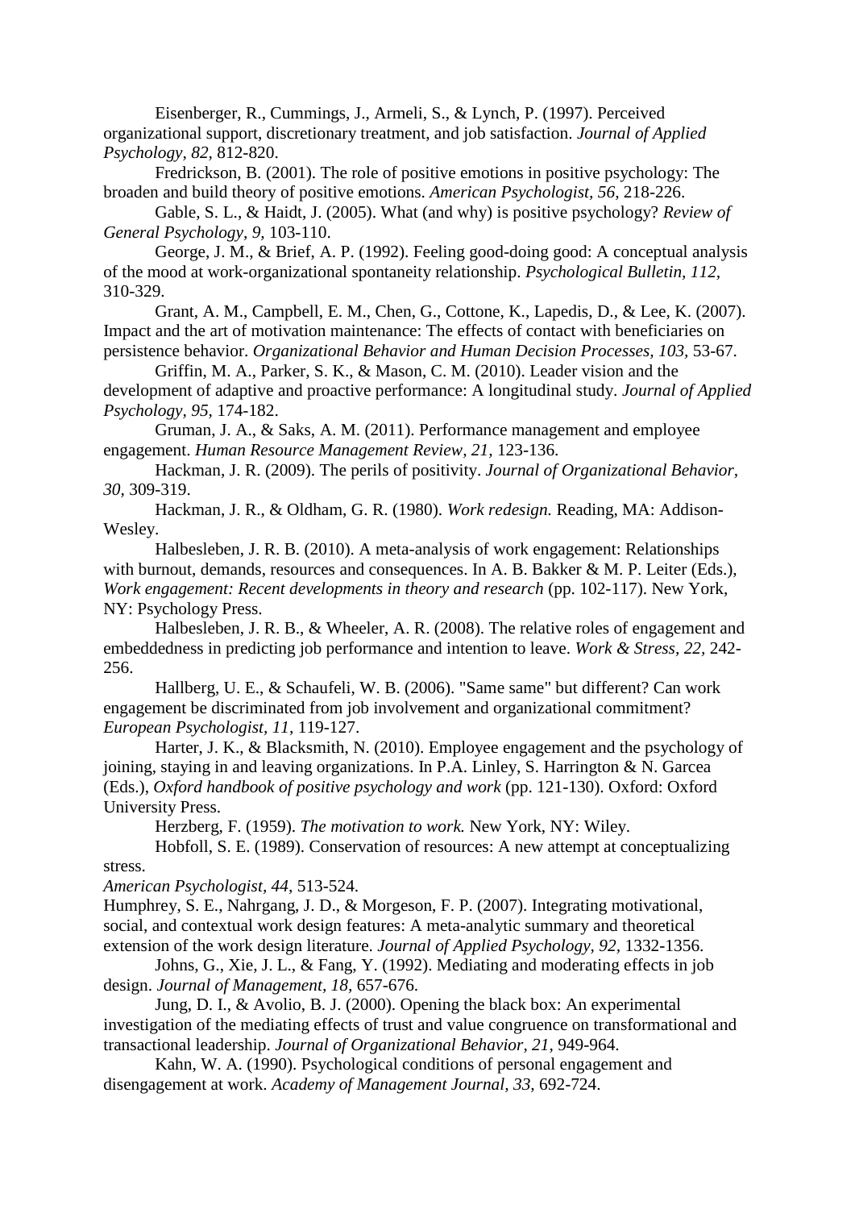Eisenberger, R., Cummings, J., Armeli, S., & Lynch, P. (1997). Perceived organizational support, discretionary treatment, and job satisfaction. *Journal of Applied Psychology, 82,* 812-820.

Fredrickson, B. (2001). The role of positive emotions in positive psychology: The broaden and build theory of positive emotions. *American Psychologist, 56,* 218-226.

Gable, S. L., & Haidt, J. (2005). What (and why) is positive psychology? *Review of General Psychology, 9,* 103-110.

George, J. M., & Brief, A. P. (1992). Feeling good-doing good: A conceptual analysis of the mood at work-organizational spontaneity relationship. *Psychological Bulletin, 112,* 310-329.

Grant, A. M., Campbell, E. M., Chen, G., Cottone, K., Lapedis, D., & Lee, K. (2007). Impact and the art of motivation maintenance: The effects of contact with beneficiaries on persistence behavior. *Organizational Behavior and Human Decision Processes, 103,* 53-67.

Griffin, M. A., Parker, S. K., & Mason, C. M. (2010). Leader vision and the development of adaptive and proactive performance: A longitudinal study. *Journal of Applied Psychology, 95,* 174-182.

Gruman, J. A., & Saks, A. M. (2011). Performance management and employee engagement. *Human Resource Management Review, 21,* 123-136.

Hackman, J. R. (2009). The perils of positivity. *Journal of Organizational Behavior, 30,* 309-319.

Hackman, J. R., & Oldham, G. R. (1980). *Work redesign.* Reading, MA: Addison-Wesley.

Halbesleben, J. R. B. (2010). A meta-analysis of work engagement: Relationships with burnout, demands, resources and consequences. In A. B. Bakker & M. P. Leiter (Eds.), *Work engagement: Recent developments in theory and research* (pp. 102-117). New York, NY: Psychology Press.

Halbesleben, J. R. B., & Wheeler, A. R. (2008). The relative roles of engagement and embeddedness in predicting job performance and intention to leave. *Work & Stress, 22,* 242-256.

Hallberg, U. E., & Schaufeli, W. B. (2006). "Same same" but different? Can work engagement be discriminated from job involvement and organizational commitment? *European Psychologist, 11,* 119-127.

Harter, J. K., & Blacksmith, N. (2010). Employee engagement and the psychology of joining, staying in and leaving organizations. In P.A. Linley, S. Harrington & N. Garcea (Eds.), *Oxford handbook of positive psychology and work* (pp. 121-130). Oxford: Oxford University Press.

Herzberg, F. (1959). *The motivation to work.* New York, NY: Wiley.

Hobfoll, S. E. (1989). Conservation of resources: A new attempt at conceptualizing stress.
*American Psychologist, 44,* 513-524.

Humphrey, S. E., Nahrgang, J. D., & Morgeson, F. P. (2007). Integrating motivational, social, and contextual work design features: A meta-analytic summary and theoretical extension of the work design literature. *Journal of Applied Psychology, 92,* 1332-1356.

Johns, G., Xie, J. L., & Fang, Y. (1992). Mediating and moderating effects in job design. *Journal of Management, 18,* 657-676.

Jung, D. I., & Avolio, B. J. (2000). Opening the black box: An experimental investigation of the mediating effects of trust and value congruence on transformational and transactional leadership. *Journal of Organizational Behavior, 21,* 949-964.

Kahn, W. A. (1990). Psychological conditions of personal engagement and disengagement at work. *Academy of Management Journal, 33,* 692-724.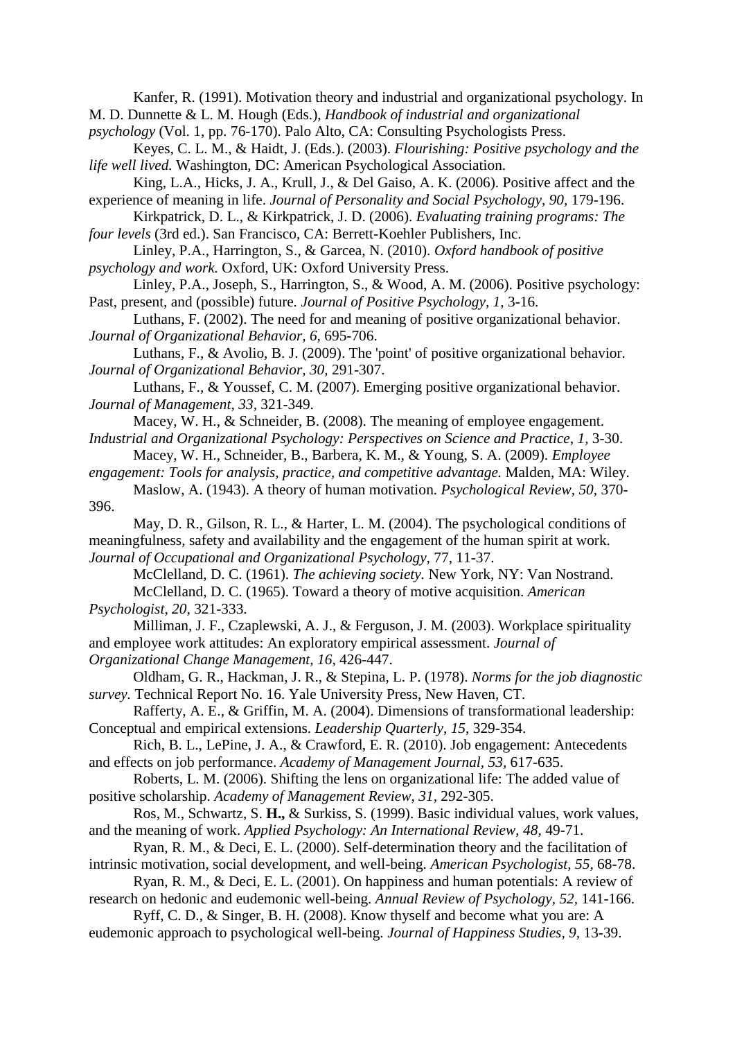Kanfer, R. (1991). Motivation theory and industrial and organizational psychology. In M. D. Dunnette & L. M. Hough (Eds.), *Handbook of industrial and organizational psychology* (Vol. 1, pp. 76-170). Palo Alto, CA: Consulting Psychologists Press.

Keyes, C. L. M., & Haidt, J. (Eds.). (2003). *Flourishing: Positive psychology and the life well lived.* Washington, DC: American Psychological Association.

King, L.A., Hicks, J. A., Krull, J., & Del Gaiso, A. K. (2006). Positive affect and the experience of meaning in life. *Journal of Personality and Social Psychology, 90,* 179-196.

Kirkpatrick, D. L., & Kirkpatrick, J. D. (2006). *Evaluating training programs: The four levels* (3rd ed.). San Francisco, CA: Berrett-Koehler Publishers, Inc.

Linley, P.A., Harrington, S., & Garcea, N. (2010). *Oxford handbook of positive psychology and work.* Oxford, UK: Oxford University Press.

Linley, P.A., Joseph, S., Harrington, S., & Wood, A. M. (2006). Positive psychology: Past, present, and (possible) future. *Journal of Positive Psychology, 1,* 3-16.

Luthans, F. (2002). The need for and meaning of positive organizational behavior. *Journal of Organizational Behavior, 6,* 695-706.

Luthans, F., & Avolio, B. J. (2009). The 'point' of positive organizational behavior. *Journal of Organizational Behavior, 30,* 291-307.

Luthans, F., & Youssef, C. M. (2007). Emerging positive organizational behavior. *Journal of Management, 33,* 321-349.

Macey, W. H., & Schneider, B. (2008). The meaning of employee engagement. *Industrial and Organizational Psychology: Perspectives on Science and Practice, 1,* 3-30.

Macey, W. H., Schneider, B., Barbera, K. M., & Young, S. A. (2009). *Employee engagement: Tools for analysis, practice, and competitive advantage.* Malden, MA: Wiley.

Maslow, A. (1943). A theory of human motivation. *Psychological Review, 50,* 370-396.

May, D. R., Gilson, R. L., & Harter, L. M. (2004). The psychological conditions of meaningfulness, safety and availability and the engagement of the human spirit at work. *Journal of Occupational and Organizational Psychology,* 77, 11-37.

McClelland, D. C. (1961). *The achieving society.* New York, NY: Van Nostrand.

McClelland, D. C. (1965). Toward a theory of motive acquisition. *American Psychologist, 20,* 321-333.

Milliman, J. F., Czaplewski, A. J., & Ferguson, J. M. (2003). Workplace spirituality and employee work attitudes: An exploratory empirical assessment. *Journal of Organizational Change Management, 16,* 426-447.

Oldham, G. R., Hackman, J. R., & Stepina, L. P. (1978). *Norms for the job diagnostic survey.* Technical Report No. 16. Yale University Press, New Haven, CT.

Rafferty, A. E., & Griffin, M. A. (2004). Dimensions of transformational leadership: Conceptual and empirical extensions. *Leadership Quarterly, 15,* 329-354.

Rich, B. L., LePine, J. A., & Crawford, E. R. (2010). Job engagement: Antecedents and effects on job performance. *Academy of Management Journal, 53,* 617-635.

Roberts, L. M. (2006). Shifting the lens on organizational life: The added value of positive scholarship. *Academy of Management Review, 31,* 292-305.

Ros, M., Schwartz, S. **H.,** & Surkiss, S. (1999). Basic individual values, work values, and the meaning of work. *Applied Psychology: An International Review, 48,* 49-71.

Ryan, R. M., & Deci, E. L. (2000). Self-determination theory and the facilitation of intrinsic motivation, social development, and well-being. *American Psychologist, 55,* 68-78.

Ryan, R. M., & Deci, E. L. (2001). On happiness and human potentials: A review of research on hedonic and eudemonic well-being. *Annual Review of Psychology, 52,* 141-166.

Ryff, C. D., & Singer, B. H. (2008). Know thyself and become what you are: A eudemonic approach to psychological well-being. *Journal of Happiness Studies, 9,* 13-39.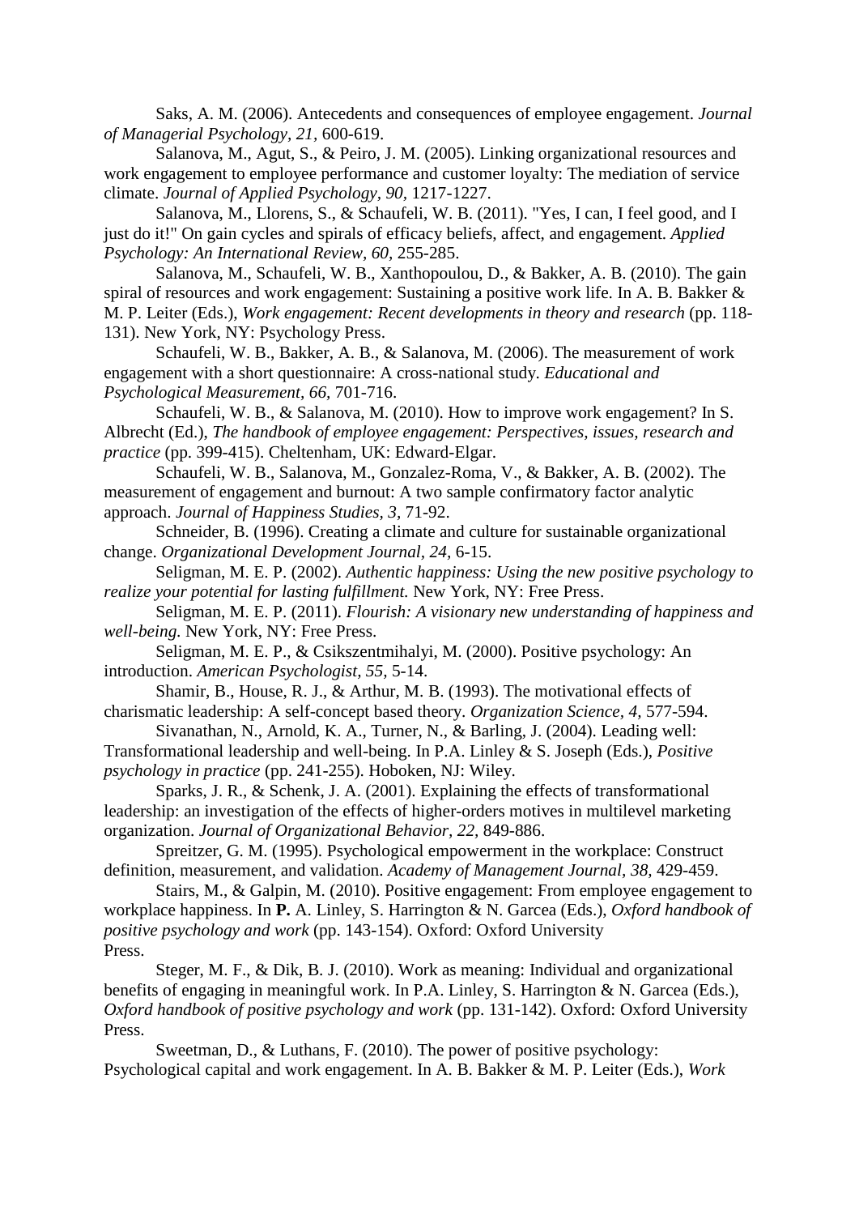Saks, A. M. (2006). Antecedents and consequences of employee engagement. *Journal of Managerial Psychology, 21,* 600-619.

Salanova, M., Agut, S., & Peiro, J. M. (2005). Linking organizational resources and work engagement to employee performance and customer loyalty: The mediation of service climate. *Journal of Applied Psychology, 90,* 1217-1227.

Salanova, M., Llorens, S., & Schaufeli, W. B. (2011). "Yes, I can, I feel good, and I just do it!" On gain cycles and spirals of efficacy beliefs, affect, and engagement. *Applied Psychology: An International Review, 60,* 255-285.

Salanova, M., Schaufeli, W. B., Xanthopoulou, D., & Bakker, A. B. (2010). The gain spiral of resources and work engagement: Sustaining a positive work life. In A. B. Bakker & M. P. Leiter (Eds.), *Work engagement: Recent developments in theory and research* (pp. 118-131). New York, NY: Psychology Press.

Schaufeli, W. B., Bakker, A. B., & Salanova, M. (2006). The measurement of work engagement with a short questionnaire: A cross-national study. *Educational and Psychological Measurement, 66,* 701-716.

Schaufeli, W. B., & Salanova, M. (2010). How to improve work engagement? In S. Albrecht (Ed.), *The handbook of employee engagement: Perspectives, issues, research and practice* (pp. 399-415). Cheltenham, UK: Edward-Elgar.

Schaufeli, W. B., Salanova, M., Gonzalez-Roma, V., & Bakker, A. B. (2002). The measurement of engagement and burnout: A two sample confirmatory factor analytic approach. *Journal of Happiness Studies, 3,* 71-92.

Schneider, B. (1996). Creating a climate and culture for sustainable organizational change. *Organizational Development Journal, 24,* 6-15.

Seligman, M. E. P. (2002). *Authentic happiness: Using the new positive psychology to realize your potential for lasting fulfillment.* New York, NY: Free Press.

Seligman, M. E. P. (2011). *Flourish: A visionary new understanding of happiness and well-being.* New York, NY: Free Press.

Seligman, M. E. P., & Csikszentmihalyi, M. (2000). Positive psychology: An introduction. *American Psychologist, 55,* 5-14.

Shamir, B., House, R. J., & Arthur, M. B. (1993). The motivational effects of charismatic leadership: A self-concept based theory. *Organization Science, 4,* 577-594.

Sivanathan, N., Arnold, K. A., Turner, N., & Barling, J. (2004). Leading well: Transformational leadership and well-being. In P.A. Linley & S. Joseph (Eds.), *Positive psychology in practice* (pp. 241-255). Hoboken, NJ: Wiley.

Sparks, J. R., & Schenk, J. A. (2001). Explaining the effects of transformational leadership: an investigation of the effects of higher-orders motives in multilevel marketing organization. *Journal of Organizational Behavior, 22,* 849-886.

Spreitzer, G. M. (1995). Psychological empowerment in the workplace: Construct definition, measurement, and validation. *Academy of Management Journal, 38,* 429-459.

Stairs, M., & Galpin, M. (2010). Positive engagement: From employee engagement to workplace happiness. In **P.** A. Linley, S. Harrington & N. Garcea (Eds.), *Oxford handbook of positive psychology and work* (pp. 143-154). Oxford: Oxford University Press.

Steger, M. F., & Dik, B. J. (2010). Work as meaning: Individual and organizational benefits of engaging in meaningful work. In P.A. Linley, S. Harrington & N. Garcea (Eds.), *Oxford handbook of positive psychology and work* (pp. 131-142). Oxford: Oxford University Press.

Sweetman, D., & Luthans, F. (2010). The power of positive psychology: Psychological capital and work engagement. In A. B. Bakker & M. P. Leiter (Eds.), *Work*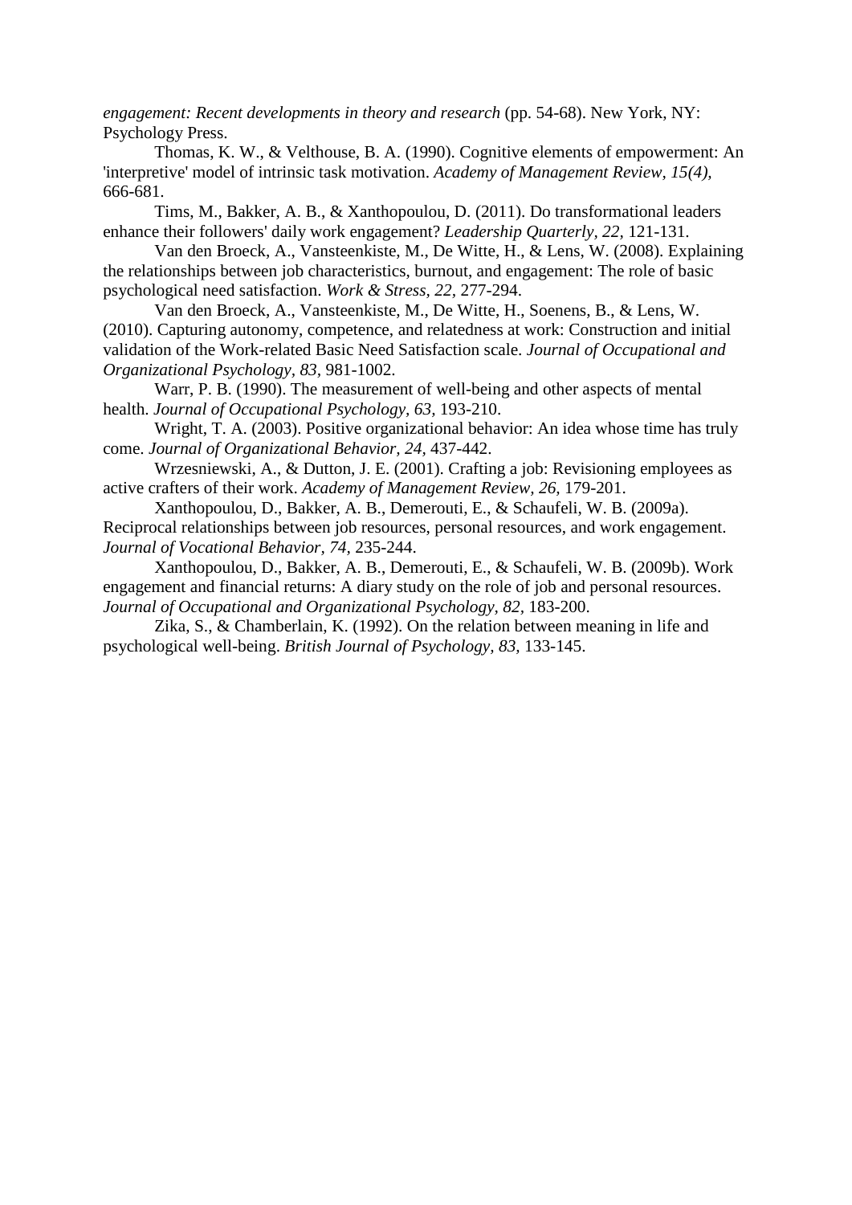*engagement: Recent developments in theory and research* (pp. 54-68). New York, NY: Psychology Press.

Thomas, K. W., & Velthouse, B. A. (1990). Cognitive elements of empowerment: An 'interpretive' model of intrinsic task motivation. *Academy of Management Review, 15(4),* 666-681.

Tims, M., Bakker, A. B., & Xanthopoulou, D. (2011). Do transformational leaders enhance their followers' daily work engagement? *Leadership Quarterly, 22,* 121-131.

Van den Broeck, A., Vansteenkiste, M., De Witte, H., & Lens, W. (2008). Explaining the relationships between job characteristics, burnout, and engagement: The role of basic psychological need satisfaction. *Work & Stress, 22,* 277-294.

Van den Broeck, A., Vansteenkiste, M., De Witte, H., Soenens, B., & Lens, W. (2010). Capturing autonomy, competence, and relatedness at work: Construction and initial validation of the Work-related Basic Need Satisfaction scale. *Journal of Occupational and Organizational Psychology, 83,* 981-1002.

Warr, P. B. (1990). The measurement of well-being and other aspects of mental health. *Journal of Occupational Psychology, 63,* 193-210.

Wright, T. A. (2003). Positive organizational behavior: An idea whose time has truly come. *Journal of Organizational Behavior, 24,* 437-442.

Wrzesniewski, A., & Dutton, J. E. (2001). Crafting a job: Revisioning employees as active crafters of their work. *Academy of Management Review, 26,* 179-201.

Xanthopoulou, D., Bakker, A. B., Demerouti, E., & Schaufeli, W. B. (2009a). Reciprocal relationships between job resources, personal resources, and work engagement. *Journal of Vocational Behavior, 74,* 235-244.

Xanthopoulou, D., Bakker, A. B., Demerouti, E., & Schaufeli, W. B. (2009b). Work engagement and financial returns: A diary study on the role of job and personal resources. *Journal of Occupational and Organizational Psychology, 82,* 183-200.

Zika, S., & Chamberlain, K. (1992). On the relation between meaning in life and psychological well-being. *British Journal of Psychology, 83,* 133-145.